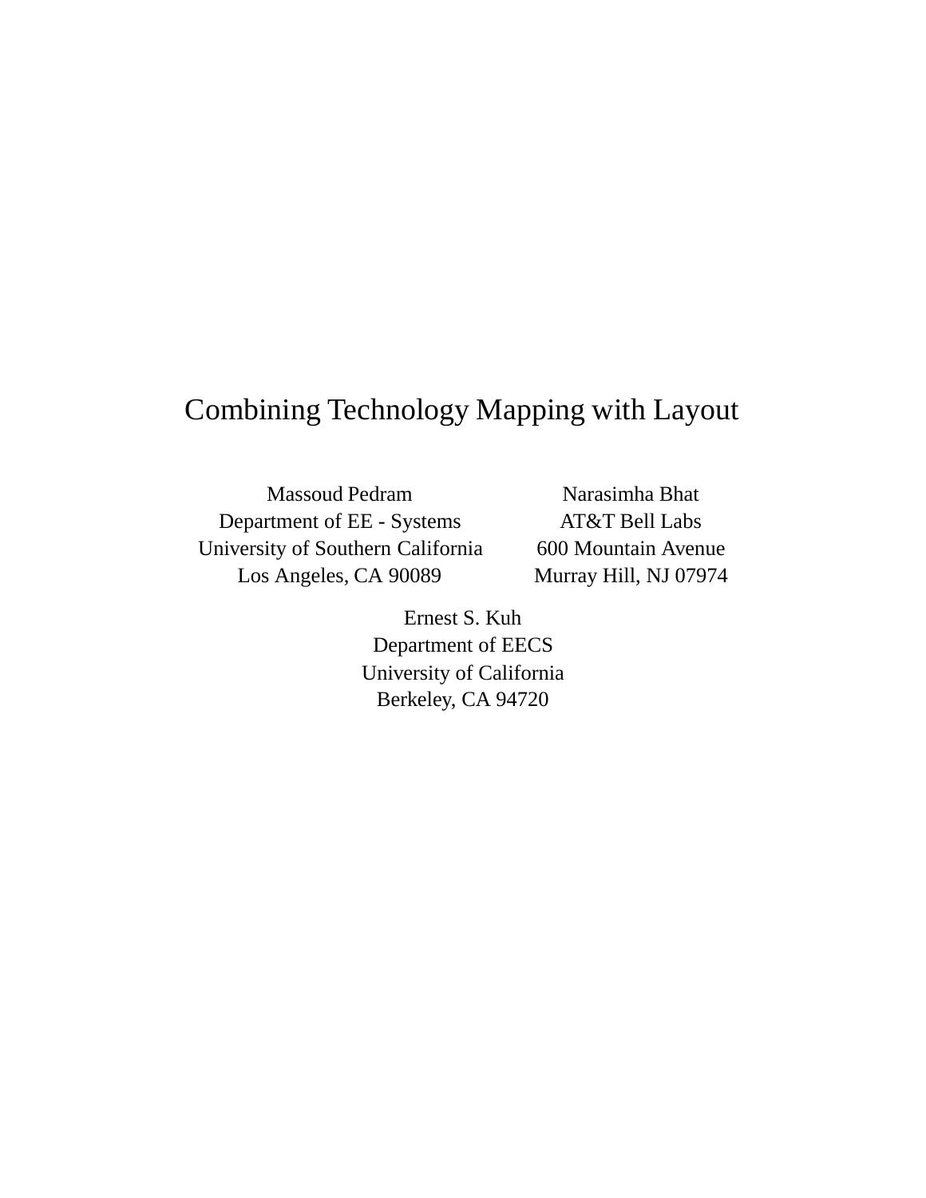# Combining Technology Mapping with Layout

Massoud Pedram
Department of EE - Systems
University of Southern California
Los Angeles, CA 90089

Narasimha Bhat
AT&T Bell Labs
600 Mountain Avenue
Murray Hill, NJ 07974

Ernest S. Kuh
Department of EECS
University of California
Berkeley, CA 94720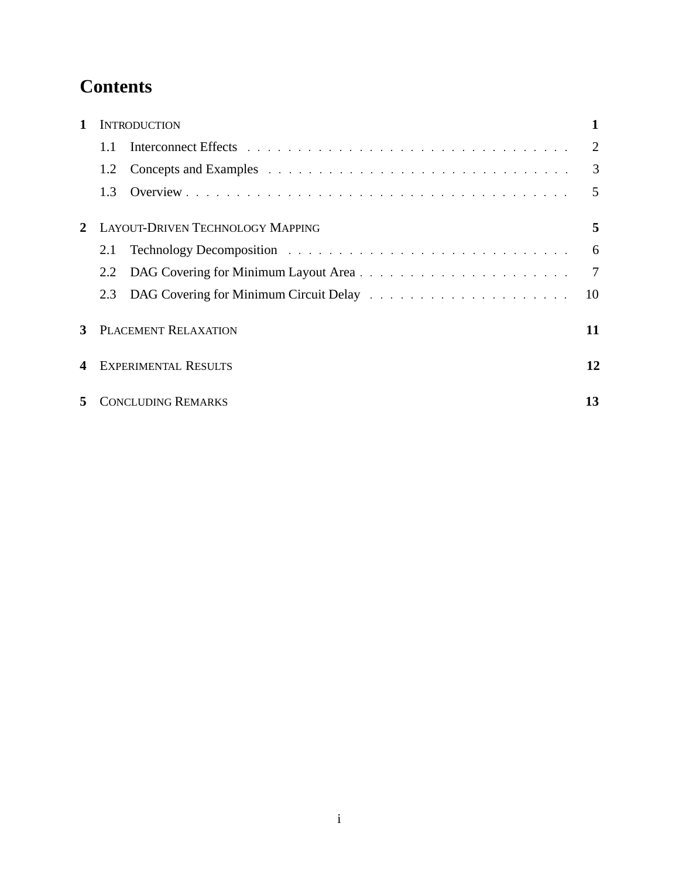# Contents

**1 INTRODUCTION** **1**

- 1.1 Interconnect Effects . . . . . . . . . . . . . . . . . . . . . . . . . . . . . . . . 2
- 1.2 Concepts and Examples . . . . . . . . . . . . . . . . . . . . . . . . . . . . . . 3
- 1.3 Overview . . . . . . . . . . . . . . . . . . . . . . . . . . . . . . . . . . . . . . 5

**2 LAYOUT-DRIVEN TECHNOLOGY MAPPING** **5**

- 2.1 Technology Decomposition . . . . . . . . . . . . . . . . . . . . . . . . . . . . 6
- 2.2 DAG Covering for Minimum Layout Area . . . . . . . . . . . . . . . . . . . . . 7
- 2.3 DAG Covering for Minimum Circuit Delay . . . . . . . . . . . . . . . . . . . . 10

**3 PLACEMENT RELAXATION** **11**

**4 EXPERIMENTAL RESULTS** **12**

**5 CONCLUDING REMARKS** **13**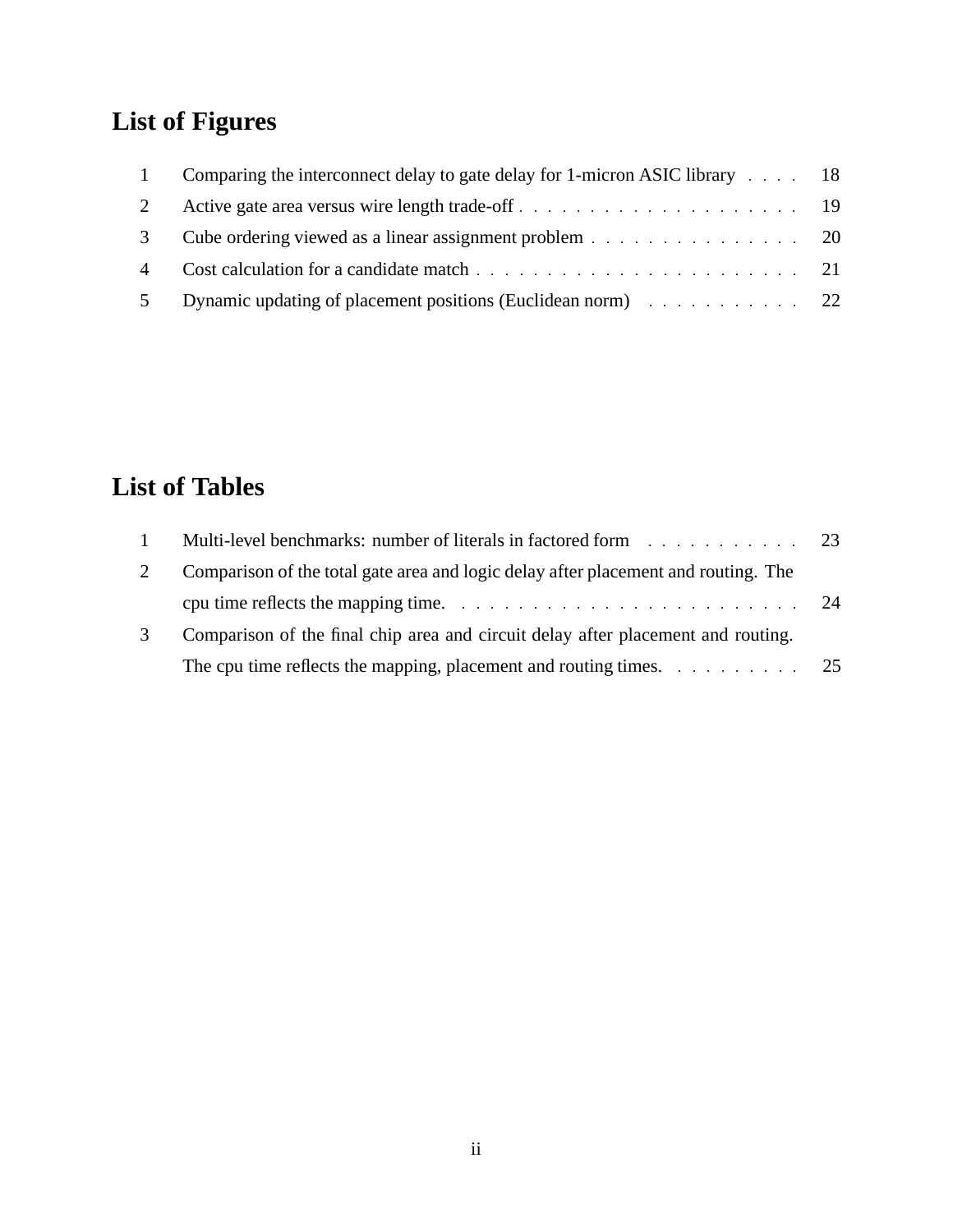# List of Figures

1. Comparing the interconnect delay to gate delay for 1-micron ASIC library . . . . 18
2. Active gate area versus wire length trade-off . . . . . . . . . . . . . . . . . . . . 19
3. Cube ordering viewed as a linear assignment problem . . . . . . . . . . . . . . . 20
4. Cost calculation for a candidate match . . . . . . . . . . . . . . . . . . . . . . . 21
5. Dynamic updating of placement positions (Euclidean norm) . . . . . . . . . . . 22

# List of Tables

1. Multi-level benchmarks: number of literals in factored form . . . . . . . . . . . 23
2. Comparison of the total gate area and logic delay after placement and routing. The cpu time reflects the mapping time. . . . . . . . . . . . . . . . . . . . . . . . . 24
3. Comparison of the final chip area and circuit delay after placement and routing. The cpu time reflects the mapping, placement and routing times. . . . . . . . . . 25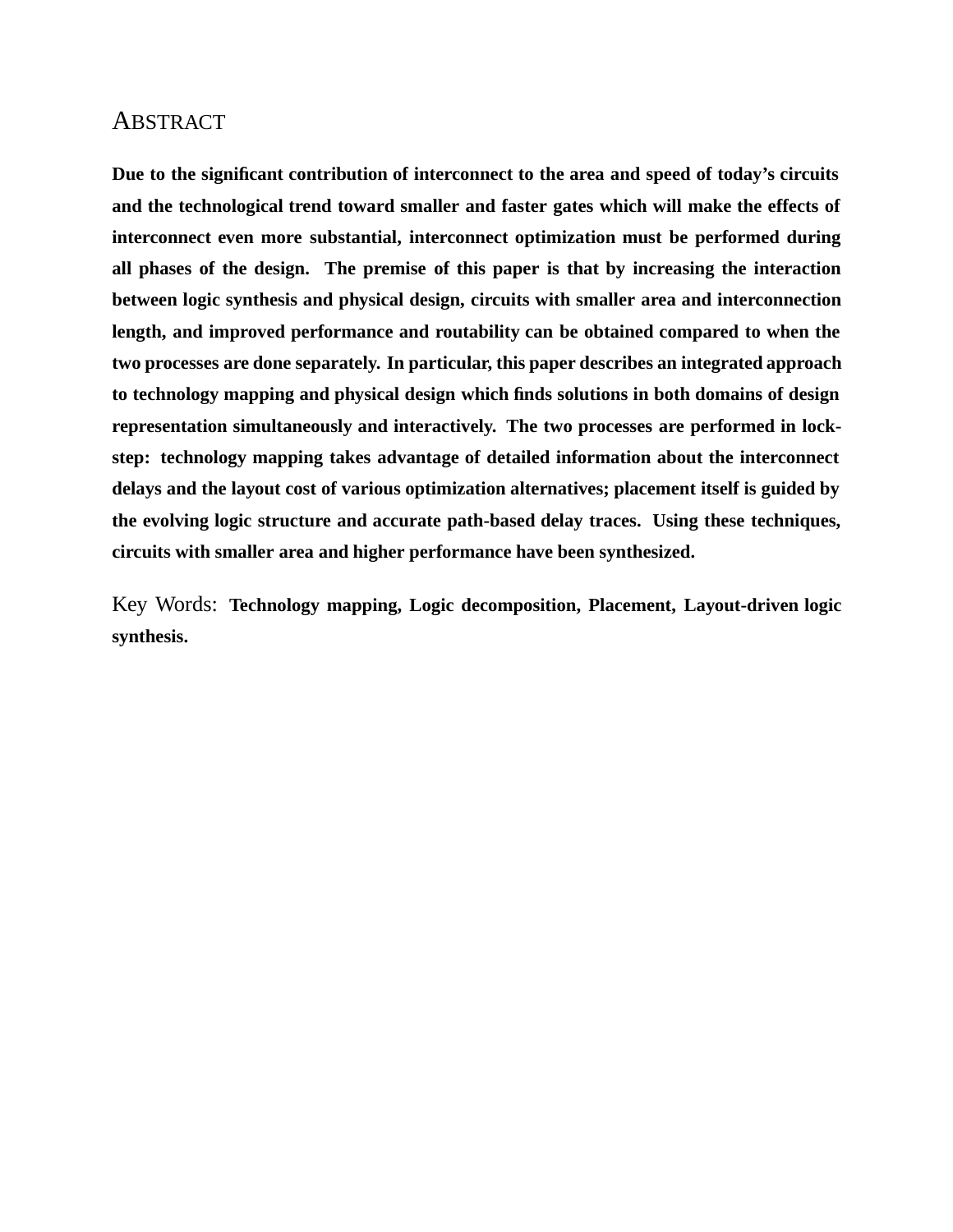## Abstract

**Due to the significant contribution of interconnect to the area and speed of today's circuits and the technological trend toward smaller and faster gates which will make the effects of interconnect even more substantial, interconnect optimization must be performed during all phases of the design. The premise of this paper is that by increasing the interaction between logic synthesis and physical design, circuits with smaller area and interconnection length, and improved performance and routability can be obtained compared to when the two processes are done separately. In particular, this paper describes an integrated approach to technology mapping and physical design which finds solutions in both domains of design representation simultaneously and interactively. The two processes are performed in lock-step: technology mapping takes advantage of detailed information about the interconnect delays and the layout cost of various optimization alternatives; placement itself is guided by the evolving logic structure and accurate path-based delay traces. Using these techniques, circuits with smaller area and higher performance have been synthesized.**

Key Words: **Technology mapping, Logic decomposition, Placement, Layout-driven logic synthesis.**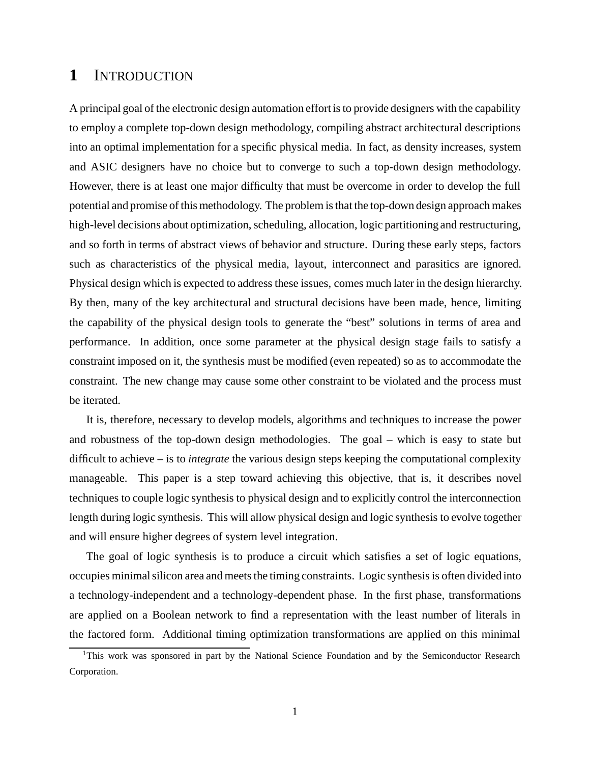# 1 INTRODUCTION

A principal goal of the electronic design automation effort is to provide designers with the capability to employ a complete top-down design methodology, compiling abstract architectural descriptions into an optimal implementation for a specific physical media. In fact, as density increases, system and ASIC designers have no choice but to converge to such a top-down design methodology. However, there is at least one major difficulty that must be overcome in order to develop the full potential and promise of this methodology. The problem is that the top-down design approach makes high-level decisions about optimization, scheduling, allocation, logic partitioning and restructuring, and so forth in terms of abstract views of behavior and structure. During these early steps, factors such as characteristics of the physical media, layout, interconnect and parasitics are ignored. Physical design which is expected to address these issues, comes much later in the design hierarchy. By then, many of the key architectural and structural decisions have been made, hence, limiting the capability of the physical design tools to generate the "best" solutions in terms of area and performance. In addition, once some parameter at the physical design stage fails to satisfy a constraint imposed on it, the synthesis must be modified (even repeated) so as to accommodate the constraint. The new change may cause some other constraint to be violated and the process must be iterated.

It is, therefore, necessary to develop models, algorithms and techniques to increase the power and robustness of the top-down design methodologies. The goal – which is easy to state but difficult to achieve – is to *integrate* the various design steps keeping the computational complexity manageable. This paper is a step toward achieving this objective, that is, it describes novel techniques to couple logic synthesis to physical design and to explicitly control the interconnection length during logic synthesis. This will allow physical design and logic synthesis to evolve together and will ensure higher degrees of system level integration.

The goal of logic synthesis is to produce a circuit which satisfies a set of logic equations, occupies minimal silicon area and meets the timing constraints. Logic synthesis is often divided into a technology-independent and a technology-dependent phase. In the first phase, transformations are applied on a Boolean network to find a representation with the least number of literals in the factored form. Additional timing optimization transformations are applied on this minimal

[1] This work was sponsored in part by the National Science Foundation and by the Semiconductor Research Corporation.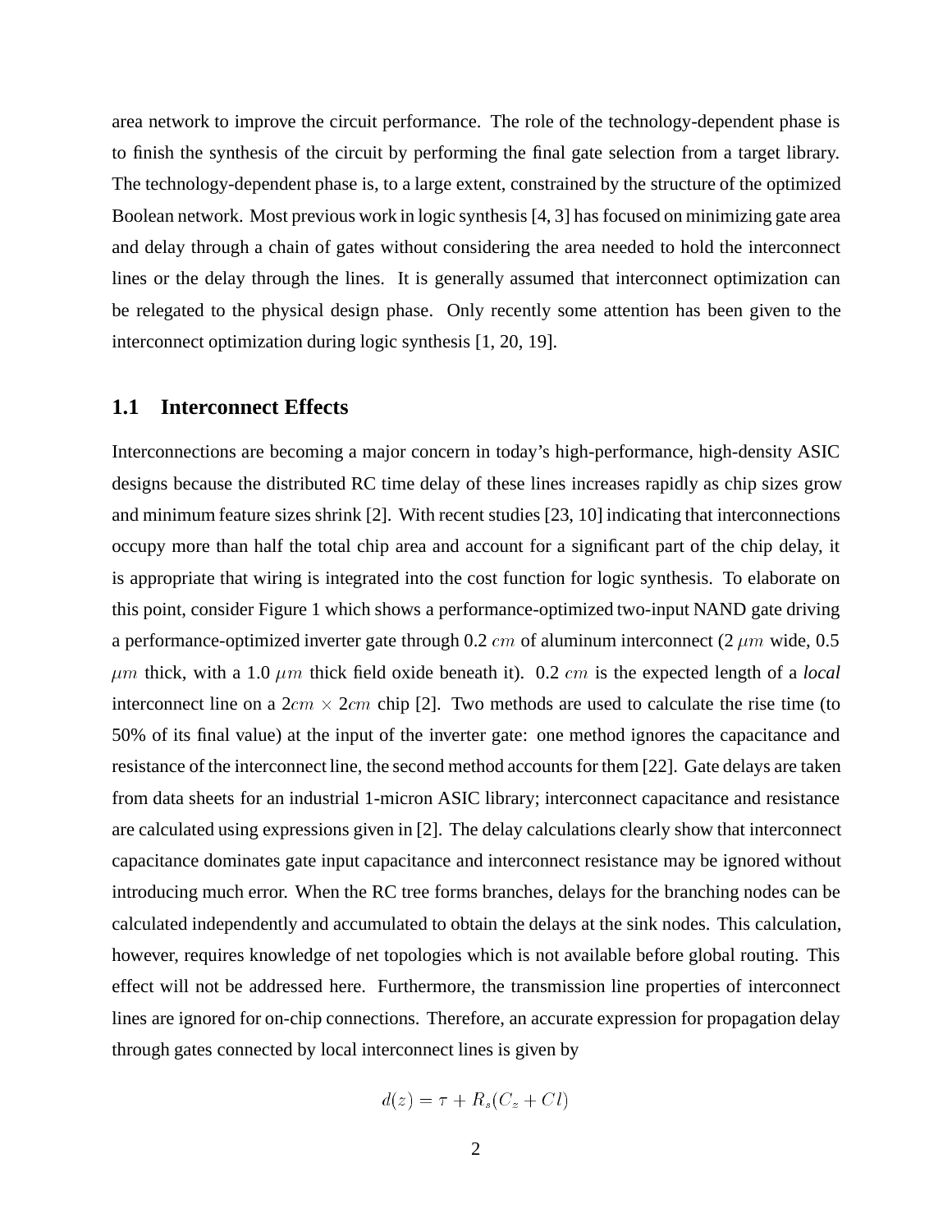area network to improve the circuit performance. The role of the technology-dependent phase is to finish the synthesis of the circuit by performing the final gate selection from a target library. The technology-dependent phase is, to a large extent, constrained by the structure of the optimized Boolean network. Most previous work in logic synthesis [4, 3] has focused on minimizing gate area and delay through a chain of gates without considering the area needed to hold the interconnect lines or the delay through the lines. It is generally assumed that interconnect optimization can be relegated to the physical design phase. Only recently some attention has been given to the interconnect optimization during logic synthesis [1, 20, 19].

## 1.1 Interconnect Effects

Interconnections are becoming a major concern in today's high-performance, high-density ASIC designs because the distributed RC time delay of these lines increases rapidly as chip sizes grow and minimum feature sizes shrink [2]. With recent studies [23, 10] indicating that interconnections occupy more than half the total chip area and account for a significant part of the chip delay, it is appropriate that wiring is integrated into the cost function for logic synthesis. To elaborate on this point, consider Figure 1 which shows a performance-optimized two-input NAND gate driving a performance-optimized inverter gate through 0.2 $cm$ of aluminum interconnect (2 $\mu m$ wide, 0.5 $\mu m$ thick, with a 1.0 $\mu m$ thick field oxide beneath it). 0.2 $cm$ is the expected length of a *local* interconnect line on a $2cm \times 2cm$ chip [2]. Two methods are used to calculate the rise time (to 50% of its final value) at the input of the inverter gate: one method ignores the capacitance and resistance of the interconnect line, the second method accounts for them [22]. Gate delays are taken from data sheets for an industrial 1-micron ASIC library; interconnect capacitance and resistance are calculated using expressions given in [2]. The delay calculations clearly show that interconnect capacitance dominates gate input capacitance and interconnect resistance may be ignored without introducing much error. When the RC tree forms branches, delays for the branching nodes can be calculated independently and accumulated to obtain the delays at the sink nodes. This calculation, however, requires knowledge of net topologies which is not available before global routing. This effect will not be addressed here. Furthermore, the transmission line properties of interconnect lines are ignored for on-chip connections. Therefore, an accurate expression for propagation delay through gates connected by local interconnect lines is given by

$$d(z) = \tau + R_s(C_z + Cl)$$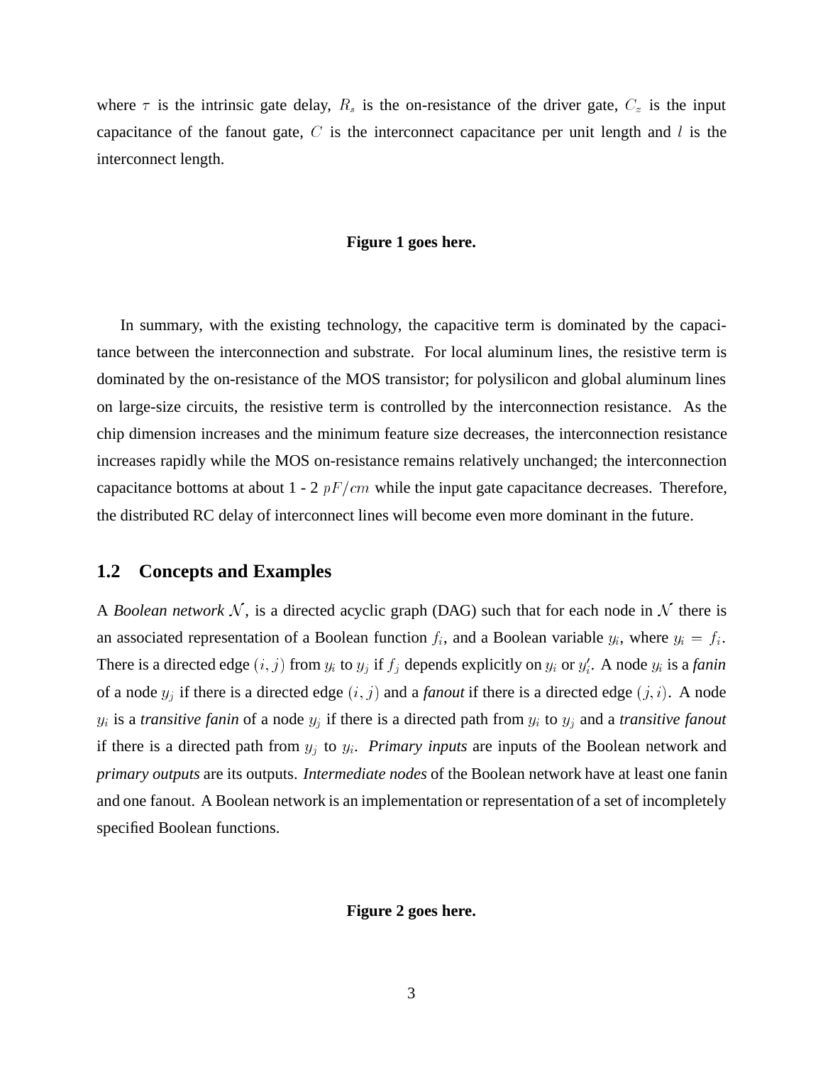where $\tau$ is the intrinsic gate delay, $R_s$ is the on-resistance of the driver gate, $C_z$ is the input capacitance of the fanout gate, $C$ is the interconnect capacitance per unit length and $l$ is the interconnect length.

**Figure 1 goes here.**

In summary, with the existing technology, the capacitive term is dominated by the capacitance between the interconnection and substrate. For local aluminum lines, the resistive term is dominated by the on-resistance of the MOS transistor; for polysilicon and global aluminum lines on large-size circuits, the resistive term is controlled by the interconnection resistance. As the chip dimension increases and the minimum feature size decreases, the interconnection resistance increases rapidly while the MOS on-resistance remains relatively unchanged; the interconnection capacitance bottoms at about 1 - 2 $pF/cm$ while the input gate capacitance decreases. Therefore, the distributed RC delay of interconnect lines will become even more dominant in the future.

## 1.2 Concepts and Examples

A *Boolean network* $\mathcal{N}$, is a directed acyclic graph (DAG) such that for each node in $\mathcal{N}$ there is an associated representation of a Boolean function $f_i$, and a Boolean variable $y_i$, where $y_i = f_i$. There is a directed edge $(i, j)$ from $y_i$ to $y_j$ if $f_j$ depends explicitly on $y_i$ or $y_i'$. A node $y_i$ is a *fanin* of a node $y_j$ if there is a directed edge $(i, j)$ and a *fanout* if there is a directed edge $(j, i)$. A node $y_i$ is a *transitive fanin* of a node $y_j$ if there is a directed path from $y_i$ to $y_j$ and a *transitive fanout* if there is a directed path from $y_j$ to $y_i$. *Primary inputs* are inputs of the Boolean network and *primary outputs* are its outputs. *Intermediate nodes* of the Boolean network have at least one fanin and one fanout. A Boolean network is an implementation or representation of a set of incompletely specified Boolean functions.

**Figure 2 goes here.**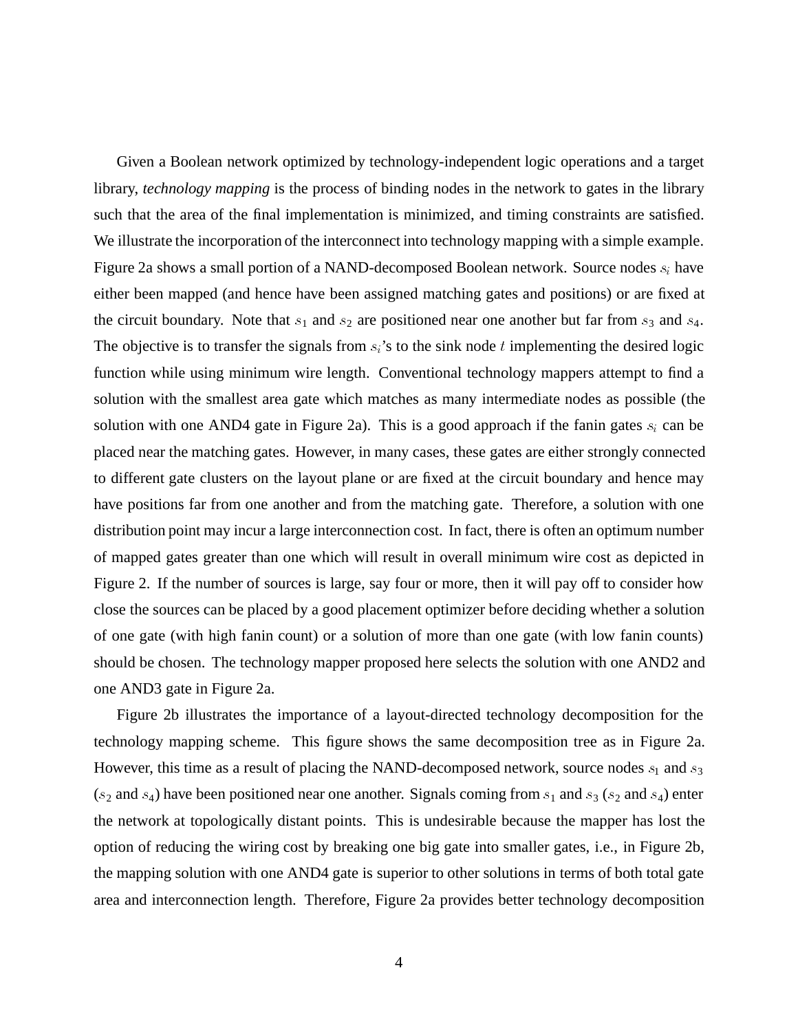Given a Boolean network optimized by technology-independent logic operations and a target library, *technology mapping* is the process of binding nodes in the network to gates in the library such that the area of the final implementation is minimized, and timing constraints are satisfied. We illustrate the incorporation of the interconnect into technology mapping with a simple example. Figure 2a shows a small portion of a NAND-decomposed Boolean network. Source nodes $s_i$ have either been mapped (and hence have been assigned matching gates and positions) or are fixed at the circuit boundary. Note that $s_1$ and $s_2$ are positioned near one another but far from $s_3$ and $s_4$. The objective is to transfer the signals from $s_i$'s to the sink node $t$ implementing the desired logic function while using minimum wire length. Conventional technology mappers attempt to find a solution with the smallest area gate which matches as many intermediate nodes as possible (the solution with one AND4 gate in Figure 2a). This is a good approach if the fanin gates $s_i$ can be placed near the matching gates. However, in many cases, these gates are either strongly connected to different gate clusters on the layout plane or are fixed at the circuit boundary and hence may have positions far from one another and from the matching gate. Therefore, a solution with one distribution point may incur a large interconnection cost. In fact, there is often an optimum number of mapped gates greater than one which will result in overall minimum wire cost as depicted in Figure 2. If the number of sources is large, say four or more, then it will pay off to consider how close the sources can be placed by a good placement optimizer before deciding whether a solution of one gate (with high fanin count) or a solution of more than one gate (with low fanin counts) should be chosen. The technology mapper proposed here selects the solution with one AND2 and one AND3 gate in Figure 2a.

Figure 2b illustrates the importance of a layout-directed technology decomposition for the technology mapping scheme. This figure shows the same decomposition tree as in Figure 2a. However, this time as a result of placing the NAND-decomposed network, source nodes $s_1$ and $s_3$ ($s_2$ and $s_4$) have been positioned near one another. Signals coming from $s_1$ and $s_3$ ($s_2$ and $s_4$) enter the network at topologically distant points. This is undesirable because the mapper has lost the option of reducing the wiring cost by breaking one big gate into smaller gates, i.e., in Figure 2b, the mapping solution with one AND4 gate is superior to other solutions in terms of both total gate area and interconnection length. Therefore, Figure 2a provides better technology decomposition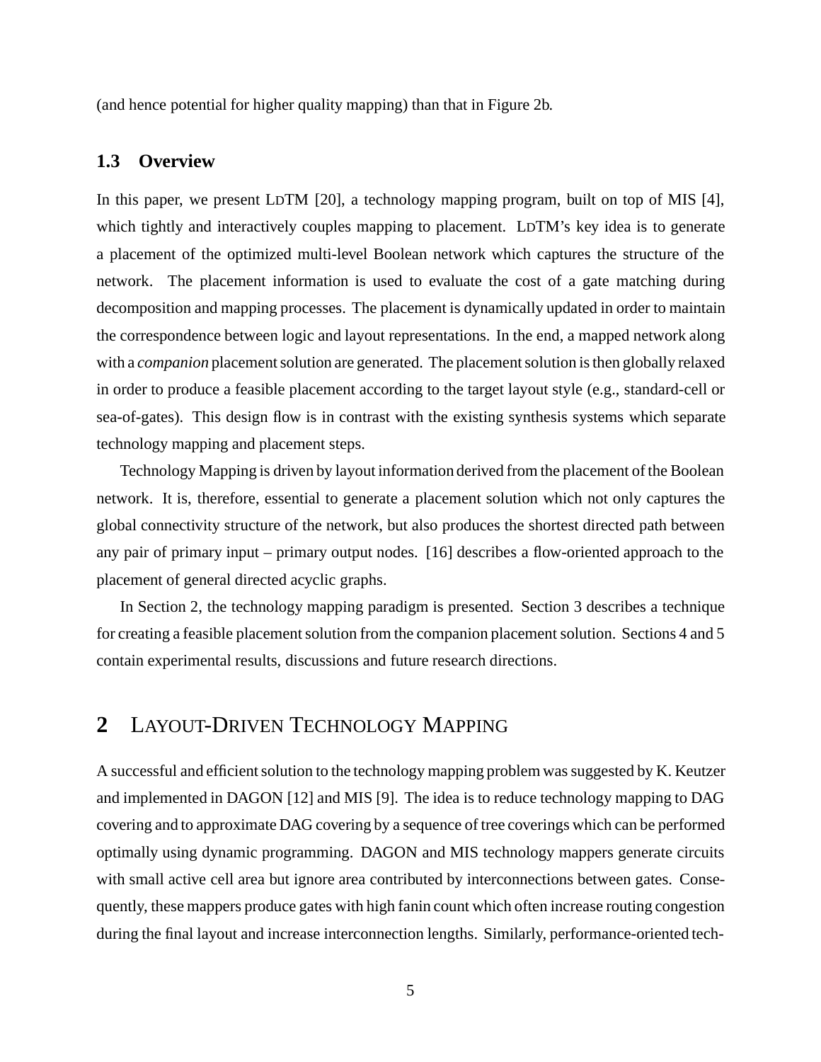(and hence potential for higher quality mapping) than that in Figure 2b.

### 1.3 Overview

In this paper, we present LDTM [20], a technology mapping program, built on top of MIS [4], which tightly and interactively couples mapping to placement. LDTM's key idea is to generate a placement of the optimized multi-level Boolean network which captures the structure of the network. The placement information is used to evaluate the cost of a gate matching during decomposition and mapping processes. The placement is dynamically updated in order to maintain the correspondence between logic and layout representations. In the end, a mapped network along with a *companion* placement solution are generated. The placement solution is then globally relaxed in order to produce a feasible placement according to the target layout style (e.g., standard-cell or sea-of-gates). This design flow is in contrast with the existing synthesis systems which separate technology mapping and placement steps.

Technology Mapping is driven by layout information derived from the placement of the Boolean network. It is, therefore, essential to generate a placement solution which not only captures the global connectivity structure of the network, but also produces the shortest directed path between any pair of primary input – primary output nodes. [16] describes a flow-oriented approach to the placement of general directed acyclic graphs.

In Section 2, the technology mapping paradigm is presented. Section 3 describes a technique for creating a feasible placement solution from the companion placement solution. Sections 4 and 5 contain experimental results, discussions and future research directions.

## 2 LAYOUT-DRIVEN TECHNOLOGY MAPPING

A successful and efficient solution to the technology mapping problem was suggested by K. Keutzer and implemented in DAGON [12] and MIS [9]. The idea is to reduce technology mapping to DAG covering and to approximate DAG covering by a sequence of tree coverings which can be performed optimally using dynamic programming. DAGON and MIS technology mappers generate circuits with small active cell area but ignore area contributed by interconnections between gates. Consequently, these mappers produce gates with high fanin count which often increase routing congestion during the final layout and increase interconnection lengths. Similarly, performance-oriented tech-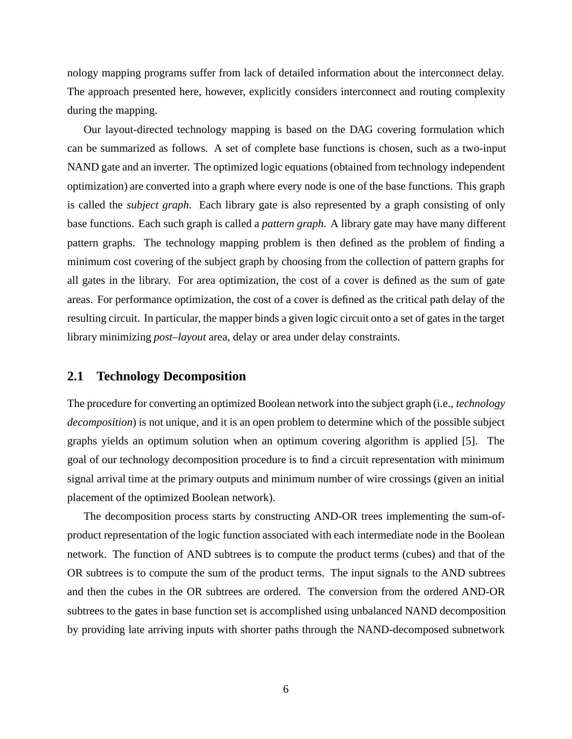nology mapping programs suffer from lack of detailed information about the interconnect delay. The approach presented here, however, explicitly considers interconnect and routing complexity during the mapping.

Our layout-directed technology mapping is based on the DAG covering formulation which can be summarized as follows. A set of complete base functions is chosen, such as a two-input NAND gate and an inverter. The optimized logic equations (obtained from technology independent optimization) are converted into a graph where every node is one of the base functions. This graph is called the *subject graph*. Each library gate is also represented by a graph consisting of only base functions. Each such graph is called a *pattern graph*. A library gate may have many different pattern graphs. The technology mapping problem is then defined as the problem of finding a minimum cost covering of the subject graph by choosing from the collection of pattern graphs for all gates in the library. For area optimization, the cost of a cover is defined as the sum of gate areas. For performance optimization, the cost of a cover is defined as the critical path delay of the resulting circuit. In particular, the mapper binds a given logic circuit onto a set of gates in the target library minimizing *post–layout* area, delay or area under delay constraints.

## 2.1 Technology Decomposition

The procedure for converting an optimized Boolean network into the subject graph (i.e., *technology decomposition*) is not unique, and it is an open problem to determine which of the possible subject graphs yields an optimum solution when an optimum covering algorithm is applied [5]. The goal of our technology decomposition procedure is to find a circuit representation with minimum signal arrival time at the primary outputs and minimum number of wire crossings (given an initial placement of the optimized Boolean network).

The decomposition process starts by constructing AND-OR trees implementing the sum-of-product representation of the logic function associated with each intermediate node in the Boolean network. The function of AND subtrees is to compute the product terms (cubes) and that of the OR subtrees is to compute the sum of the product terms. The input signals to the AND subtrees and then the cubes in the OR subtrees are ordered. The conversion from the ordered AND-OR subtrees to the gates in base function set is accomplished using unbalanced NAND decomposition by providing late arriving inputs with shorter paths through the NAND-decomposed subnetwork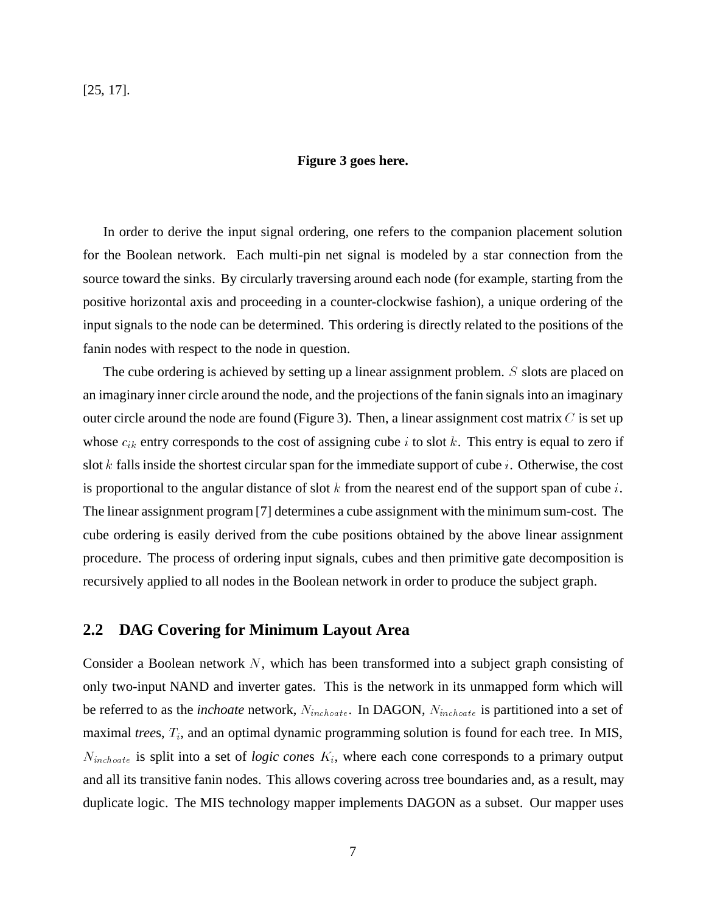[25, 17].

**Figure 3 goes here.**

In order to derive the input signal ordering, one refers to the companion placement solution for the Boolean network. Each multi-pin net signal is modeled by a star connection from the source toward the sinks. By circularly traversing around each node (for example, starting from the positive horizontal axis and proceeding in a counter-clockwise fashion), a unique ordering of the input signals to the node can be determined. This ordering is directly related to the positions of the fanin nodes with respect to the node in question.

The cube ordering is achieved by setting up a linear assignment problem. $S$ slots are placed on an imaginary inner circle around the node, and the projections of the fanin signals into an imaginary outer circle around the node are found (Figure 3). Then, a linear assignment cost matrix $C$ is set up whose $c_{ik}$ entry corresponds to the cost of assigning cube $i$ to slot $k$. This entry is equal to zero if slot $k$ falls inside the shortest circular span for the immediate support of cube $i$. Otherwise, the cost is proportional to the angular distance of slot $k$ from the nearest end of the support span of cube $i$. The linear assignment program [7] determines a cube assignment with the minimum sum-cost. The cube ordering is easily derived from the cube positions obtained by the above linear assignment procedure. The process of ordering input signals, cubes and then primitive gate decomposition is recursively applied to all nodes in the Boolean network in order to produce the subject graph.

## 2.2 DAG Covering for Minimum Layout Area

Consider a Boolean network $N$, which has been transformed into a subject graph consisting of only two-input NAND and inverter gates. This is the network in its unmapped form which will be referred to as the *inchoate* network, $N_{inchoate}$. In DAGON, $N_{inchoate}$ is partitioned into a set of maximal *tree*s, $T_i$, and an optimal dynamic programming solution is found for each tree. In MIS, $N_{inchoate}$ is split into a set of *logic cone*s $K_i$, where each cone corresponds to a primary output and all its transitive fanin nodes. This allows covering across tree boundaries and, as a result, may duplicate logic. The MIS technology mapper implements DAGON as a subset. Our mapper uses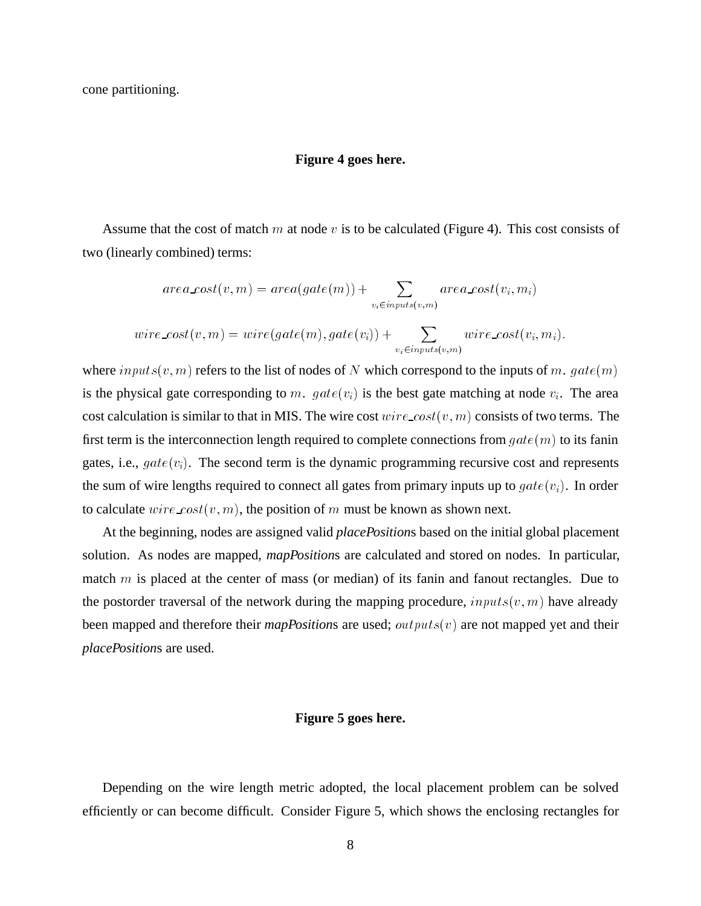cone partitioning.

**Figure 4 goes here.**

Assume that the cost of match $m$ at node $v$ is to be calculated (Figure 4). This cost consists of two (linearly combined) terms:

$$area\_cost(v,m) = area(gate(m)) + \sum_{v_i \in inputs(v,m)} area\_cost(v_i, m_i)$$

$$wire\_cost(v,m) = wire(gate(m), gate(v_i)) + \sum_{v_i \in inputs(v,m)} wire\_cost(v_i, m_i).$$

where $inputs(v,m)$ refers to the list of nodes of $N$ which correspond to the inputs of $m$. $gate(m)$ is the physical gate corresponding to $m$. $gate(v_i)$ is the best gate matching at node $v_i$. The area cost calculation is similar to that in MIS. The wire cost $wire\_cost(v,m)$ consists of two terms. The first term is the interconnection length required to complete connections from $gate(m)$ to its fanin gates, i.e., $gate(v_i)$. The second term is the dynamic programming recursive cost and represents the sum of wire lengths required to connect all gates from primary inputs up to $gate(v_i)$. In order to calculate $wire\_cost(v,m)$, the position of $m$ must be known as shown next.

At the beginning, nodes are assigned valid *placePosition*s based on the initial global placement solution. As nodes are mapped, *mapPosition*s are calculated and stored on nodes. In particular, match $m$ is placed at the center of mass (or median) of its fanin and fanout rectangles. Due to the postorder traversal of the network during the mapping procedure, $inputs(v,m)$ have already been mapped and therefore their *mapPosition*s are used; $outputs(v)$ are not mapped yet and their *placePosition*s are used.

**Figure 5 goes here.**

Depending on the wire length metric adopted, the local placement problem can be solved efficiently or can become difficult. Consider Figure 5, which shows the enclosing rectangles for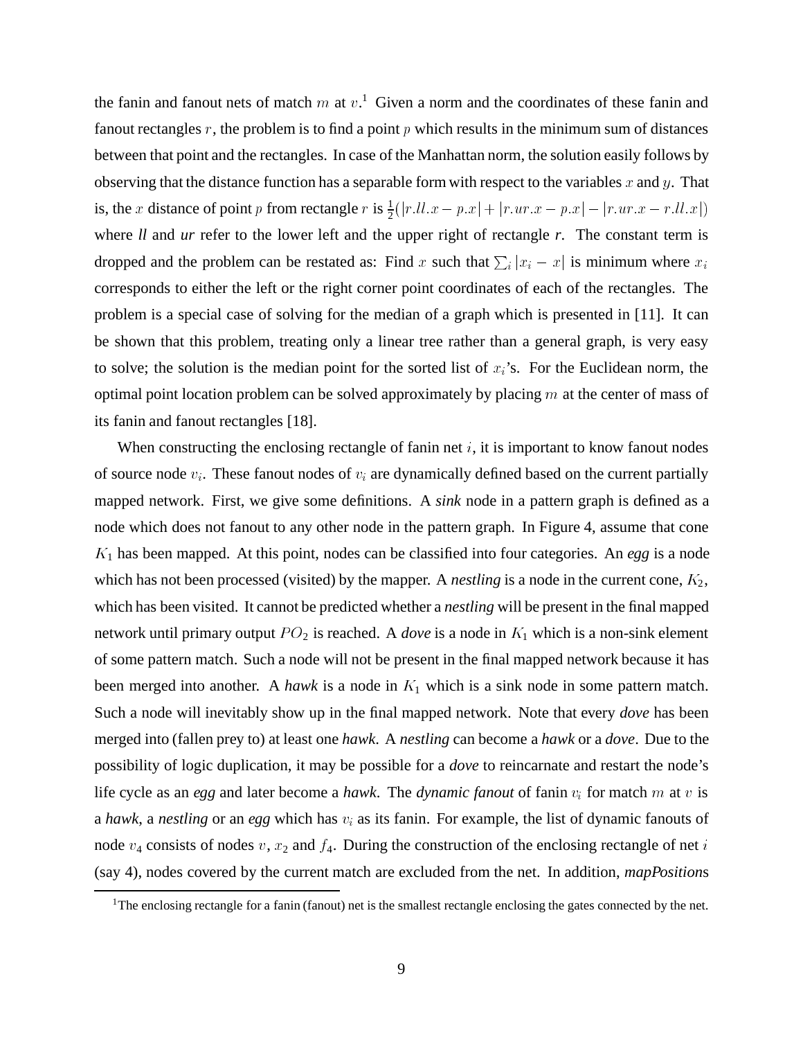the fanin and fanout nets of match $m$ at $v$.[1] Given a norm and the coordinates of these fanin and fanout rectangles $r$, the problem is to find a point $p$ which results in the minimum sum of distances between that point and the rectangles. In case of the Manhattan norm, the solution easily follows by observing that the distance function has a separable form with respect to the variables $x$ and $y$. That is, the $x$ distance of point $p$ from rectangle $r$ is $\frac{1}{2}(|r.ll.x - p.x| + |r.ur.x - p.x| - |r.ur.x - r.ll.x|)$ where *ll* and *ur* refer to the lower left and the upper right of rectangle *r*. The constant term is dropped and the problem can be restated as: Find $x$ such that $\sum_i |x_i - x|$ is minimum where $x_i$ corresponds to either the left or the right corner point coordinates of each of the rectangles. The problem is a special case of solving for the median of a graph which is presented in [11]. It can be shown that this problem, treating only a linear tree rather than a general graph, is very easy to solve; the solution is the median point for the sorted list of $x_i$'s. For the Euclidean norm, the optimal point location problem can be solved approximately by placing $m$ at the center of mass of its fanin and fanout rectangles [18].

When constructing the enclosing rectangle of fanin net $i$, it is important to know fanout nodes of source node $v_i$. These fanout nodes of $v_i$ are dynamically defined based on the current partially mapped network. First, we give some definitions. A *sink* node in a pattern graph is defined as a node which does not fanout to any other node in the pattern graph. In Figure 4, assume that cone $K_1$ has been mapped. At this point, nodes can be classified into four categories. An *egg* is a node which has not been processed (visited) by the mapper. A *nestling* is a node in the current cone, $K_2$, which has been visited. It cannot be predicted whether a *nestling* will be present in the final mapped network until primary output $PO_2$ is reached. A *dove* is a node in $K_1$ which is a non-sink element of some pattern match. Such a node will not be present in the final mapped network because it has been merged into another. A *hawk* is a node in $K_1$ which is a sink node in some pattern match. Such a node will inevitably show up in the final mapped network. Note that every *dove* has been merged into (fallen prey to) at least one *hawk*. A *nestling* can become a *hawk* or a *dove*. Due to the possibility of logic duplication, it may be possible for a *dove* to reincarnate and restart the node's life cycle as an *egg* and later become a *hawk*. The *dynamic fanout* of fanin $v_i$ for match $m$ at $v$ is a *hawk*, a *nestling* or an *egg* which has $v_i$ as its fanin. For example, the list of dynamic fanouts of node $v_4$ consists of nodes $v$, $x_2$ and $f_4$. During the construction of the enclosing rectangle of net $i$ (say 4), nodes covered by the current match are excluded from the net. In addition, *mapPosition*s

[1] The enclosing rectangle for a fanin (fanout) net is the smallest rectangle enclosing the gates connected by the net.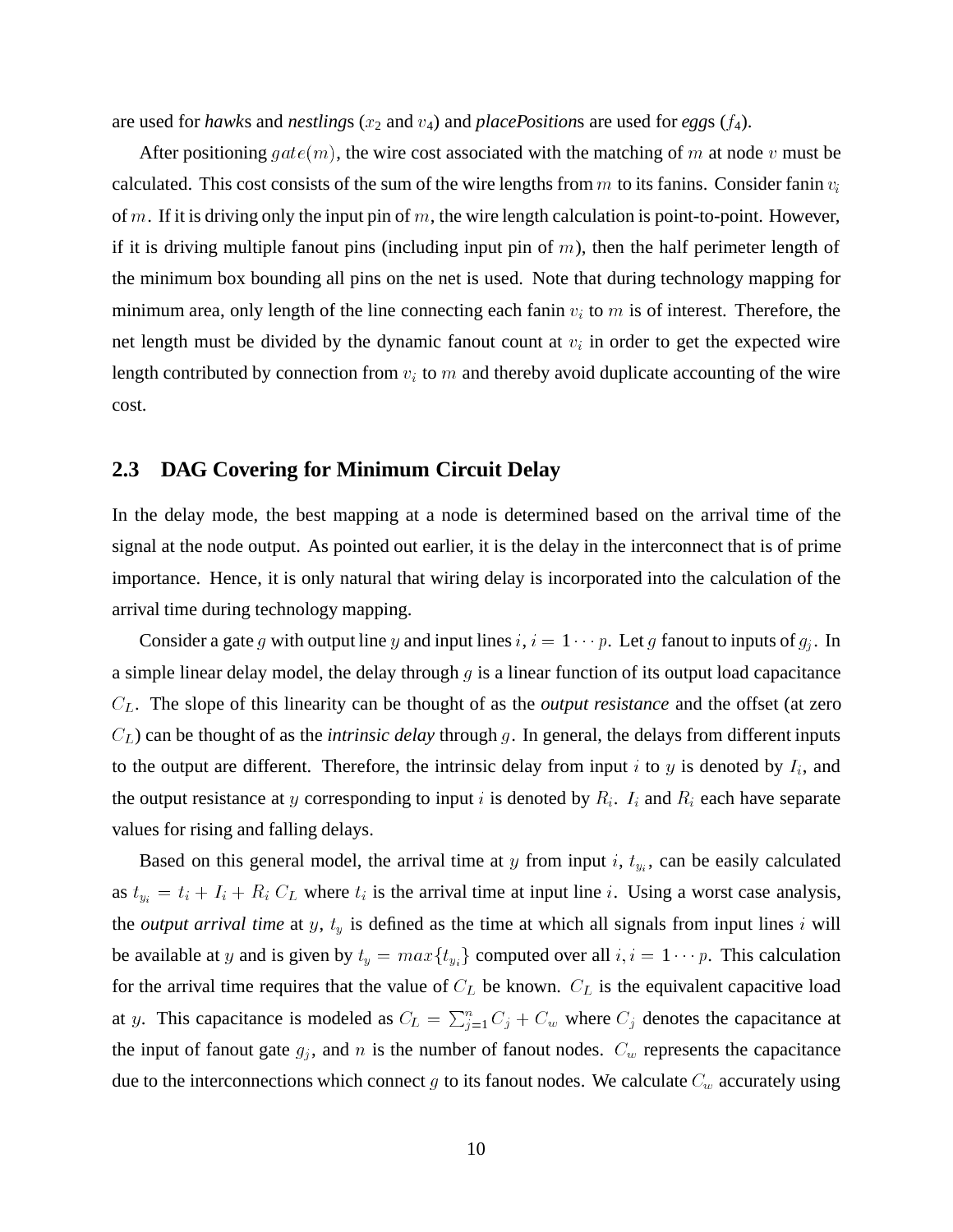are used for *hawk*s and *nestling*s ($x_2$ and $v_4$) and *placePosition*s are used for *egg*s ($f_4$).

After positioning $gate(m)$, the wire cost associated with the matching of $m$ at node $v$ must be calculated. This cost consists of the sum of the wire lengths from $m$ to its fanins. Consider fanin $v_i$ of $m$. If it is driving only the input pin of $m$, the wire length calculation is point-to-point. However, if it is driving multiple fanout pins (including input pin of $m$), then the half perimeter length of the minimum box bounding all pins on the net is used. Note that during technology mapping for minimum area, only length of the line connecting each fanin $v_i$ to $m$ is of interest. Therefore, the net length must be divided by the dynamic fanout count at $v_i$ in order to get the expected wire length contributed by connection from $v_i$ to $m$ and thereby avoid duplicate accounting of the wire cost.

## 2.3 DAG Covering for Minimum Circuit Delay

In the delay mode, the best mapping at a node is determined based on the arrival time of the signal at the node output. As pointed out earlier, it is the delay in the interconnect that is of prime importance. Hence, it is only natural that wiring delay is incorporated into the calculation of the arrival time during technology mapping.

Consider a gate $g$ with output line $y$ and input lines $i$, $i = 1 \cdots p$. Let $g$ fanout to inputs of $g_j$. In a simple linear delay model, the delay through $g$ is a linear function of its output load capacitance $C_L$. The slope of this linearity can be thought of as the *output resistance* and the offset (at zero $C_L$) can be thought of as the *intrinsic delay* through $g$. In general, the delays from different inputs to the output are different. Therefore, the intrinsic delay from input $i$ to $y$ is denoted by $I_i$, and the output resistance at $y$ corresponding to input $i$ is denoted by $R_i$. $I_i$ and $R_i$ each have separate values for rising and falling delays.

Based on this general model, the arrival time at $y$ from input $i$, $t_{y_i}$, can be easily calculated as $t_{y_i} = t_i + I_i + R_i\, C_L$ where $t_i$ is the arrival time at input line $i$. Using a worst case analysis, the *output arrival time* at $y$, $t_y$ is defined as the time at which all signals from input lines $i$ will be available at $y$ and is given by $t_y = max\{t_{y_i}\}$ computed over all $i, i = 1 \cdots p$. This calculation for the arrival time requires that the value of $C_L$ be known. $C_L$ is the equivalent capacitive load at $y$. This capacitance is modeled as $C_L = \sum_{j=1}^{n} C_j + C_w$ where $C_j$ denotes the capacitance at the input of fanout gate $g_j$, and $n$ is the number of fanout nodes. $C_w$ represents the capacitance due to the interconnections which connect $g$ to its fanout nodes. We calculate $C_w$ accurately using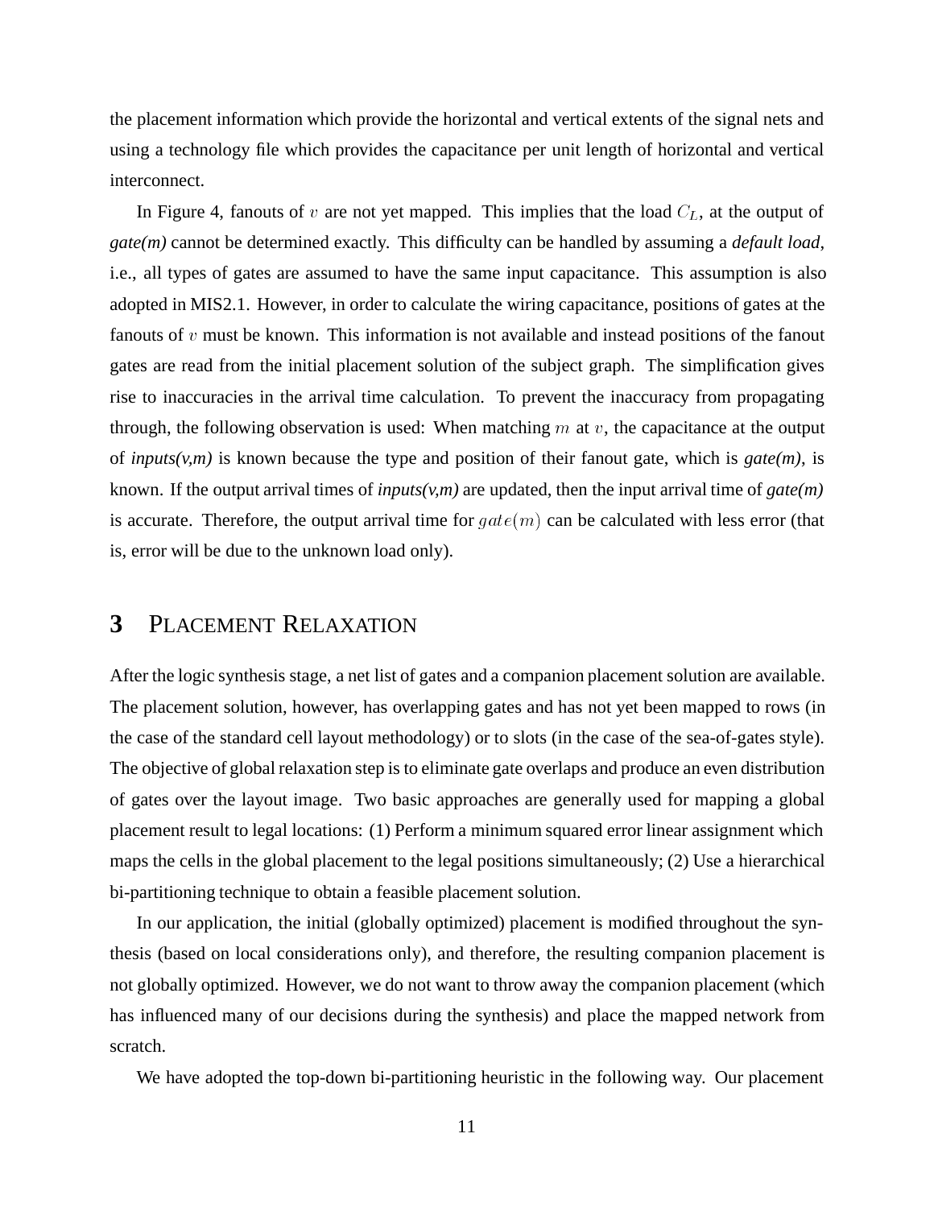the placement information which provide the horizontal and vertical extents of the signal nets and using a technology file which provides the capacitance per unit length of horizontal and vertical interconnect.

In Figure 4, fanouts of $v$ are not yet mapped. This implies that the load $C_L$, at the output of *gate(m)* cannot be determined exactly. This difficulty can be handled by assuming a ***default load***, i.e., all types of gates are assumed to have the same input capacitance. This assumption is also adopted in MIS2.1. However, in order to calculate the wiring capacitance, positions of gates at the fanouts of $v$ must be known. This information is not available and instead positions of the fanout gates are read from the initial placement solution of the subject graph. The simplification gives rise to inaccuracies in the arrival time calculation. To prevent the inaccuracy from propagating through, the following observation is used: When matching $m$ at $v$, the capacitance at the output of ***inputs(v,m)*** is known because the type and position of their fanout gate, which is ***gate(m)***, is known. If the output arrival times of ***inputs(v,m)*** are updated, then the input arrival time of ***gate(m)*** is accurate. Therefore, the output arrival time for $gate(m)$ can be calculated with less error (that is, error will be due to the unknown load only).

# 3 Placement Relaxation

After the logic synthesis stage, a net list of gates and a companion placement solution are available. The placement solution, however, has overlapping gates and has not yet been mapped to rows (in the case of the standard cell layout methodology) or to slots (in the case of the sea-of-gates style). The objective of global relaxation step is to eliminate gate overlaps and produce an even distribution of gates over the layout image. Two basic approaches are generally used for mapping a global placement result to legal locations: (1) Perform a minimum squared error linear assignment which maps the cells in the global placement to the legal positions simultaneously; (2) Use a hierarchical bi-partitioning technique to obtain a feasible placement solution.

In our application, the initial (globally optimized) placement is modified throughout the synthesis (based on local considerations only), and therefore, the resulting companion placement is not globally optimized. However, we do not want to throw away the companion placement (which has influenced many of our decisions during the synthesis) and place the mapped network from scratch.

We have adopted the top-down bi-partitioning heuristic in the following way. Our placement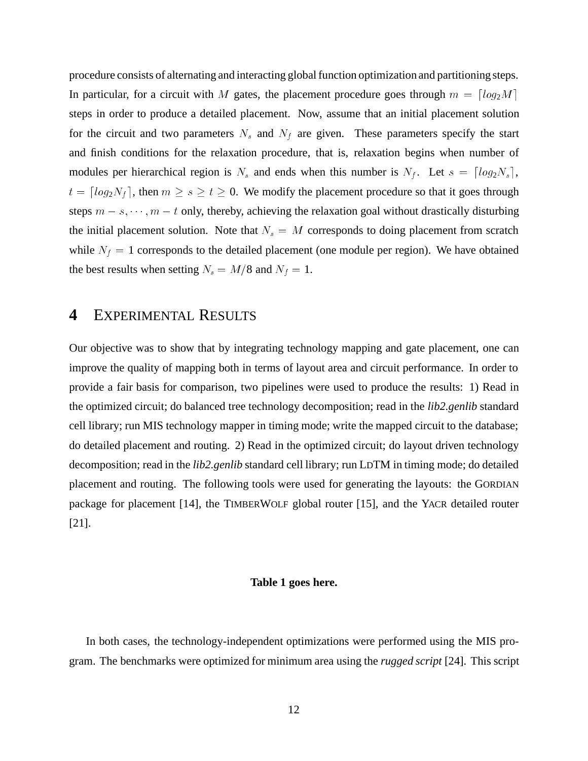procedure consists of alternating and interacting global function optimization and partitioning steps. In particular, for a circuit with $M$ gates, the placement procedure goes through $m = \lceil log_2 M \rceil$ steps in order to produce a detailed placement. Now, assume that an initial placement solution for the circuit and two parameters $N_s$ and $N_f$ are given. These parameters specify the start and finish conditions for the relaxation procedure, that is, relaxation begins when number of modules per hierarchical region is $N_s$ and ends when this number is $N_f$. Let $s = \lceil log_2 N_s \rceil$, $t = \lceil log_2 N_f \rceil$, then $m \geq s \geq t \geq 0$. We modify the placement procedure so that it goes through steps $m - s, \cdots, m - t$ only, thereby, achieving the relaxation goal without drastically disturbing the initial placement solution. Note that $N_s = M$ corresponds to doing placement from scratch while $N_f = 1$ corresponds to the detailed placement (one module per region). We have obtained the best results when setting $N_s = M/8$ and $N_f = 1$.

# 4 Experimental Results

Our objective was to show that by integrating technology mapping and gate placement, one can improve the quality of mapping both in terms of layout area and circuit performance. In order to provide a fair basis for comparison, two pipelines were used to produce the results: 1) Read in the optimized circuit; do balanced tree technology decomposition; read in the *lib2.genlib* standard cell library; run MIS technology mapper in timing mode; write the mapped circuit to the database; do detailed placement and routing. 2) Read in the optimized circuit; do layout driven technology decomposition; read in the *lib2.genlib* standard cell library; run LDTM in timing mode; do detailed placement and routing. The following tools were used for generating the layouts: the GORDIAN package for placement [14], the TIMBERWOLF global router [15], and the YACR detailed router [21].

**Table 1 goes here.**

In both cases, the technology-independent optimizations were performed using the MIS program. The benchmarks were optimized for minimum area using the *rugged script* [24]. This script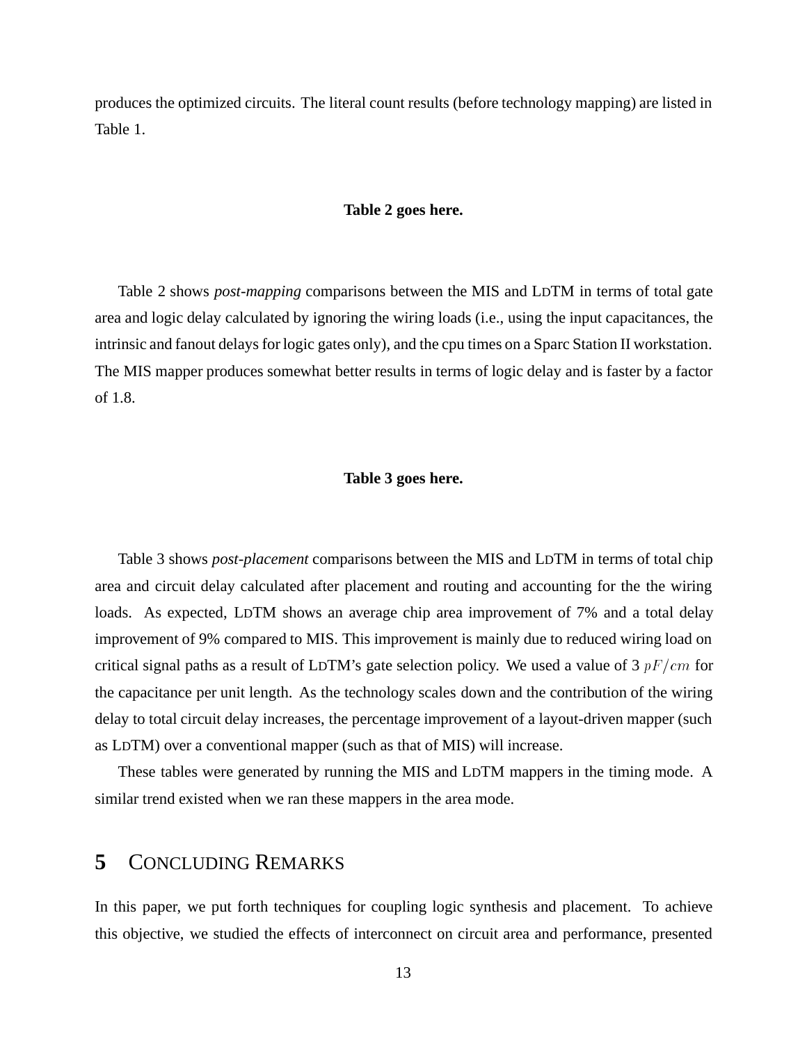produces the optimized circuits. The literal count results (before technology mapping) are listed in Table 1.

**Table 2 goes here.**

Table 2 shows *post-mapping* comparisons between the MIS and LDTM in terms of total gate area and logic delay calculated by ignoring the wiring loads (i.e., using the input capacitances, the intrinsic and fanout delays for logic gates only), and the cpu times on a Sparc Station II workstation. The MIS mapper produces somewhat better results in terms of logic delay and is faster by a factor of 1.8.

**Table 3 goes here.**

Table 3 shows *post-placement* comparisons between the MIS and LDTM in terms of total chip area and circuit delay calculated after placement and routing and accounting for the the wiring loads. As expected, LDTM shows an average chip area improvement of 7% and a total delay improvement of 9% compared to MIS. This improvement is mainly due to reduced wiring load on critical signal paths as a result of LDTM's gate selection policy. We used a value of 3 $pF/cm$ for the capacitance per unit length. As the technology scales down and the contribution of the wiring delay to total circuit delay increases, the percentage improvement of a layout-driven mapper (such as LDTM) over a conventional mapper (such as that of MIS) will increase.

These tables were generated by running the MIS and LDTM mappers in the timing mode. A similar trend existed when we ran these mappers in the area mode.

## 5 Concluding Remarks

In this paper, we put forth techniques for coupling logic synthesis and placement. To achieve this objective, we studied the effects of interconnect on circuit area and performance, presented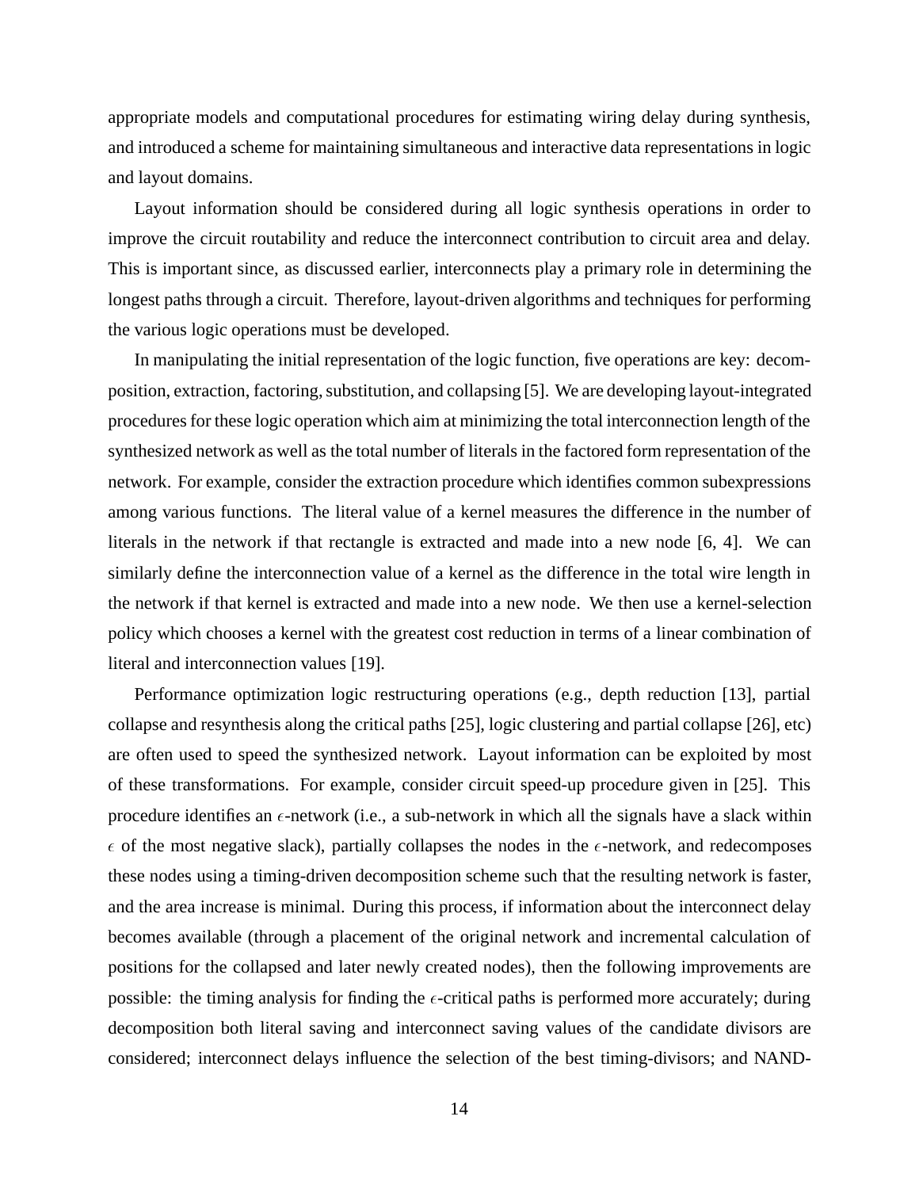appropriate models and computational procedures for estimating wiring delay during synthesis, and introduced a scheme for maintaining simultaneous and interactive data representations in logic and layout domains.

Layout information should be considered during all logic synthesis operations in order to improve the circuit routability and reduce the interconnect contribution to circuit area and delay. This is important since, as discussed earlier, interconnects play a primary role in determining the longest paths through a circuit. Therefore, layout-driven algorithms and techniques for performing the various logic operations must be developed.

In manipulating the initial representation of the logic function, five operations are key: decomposition, extraction, factoring, substitution, and collapsing [5]. We are developing layout-integrated procedures for these logic operation which aim at minimizing the total interconnection length of the synthesized network as well as the total number of literals in the factored form representation of the network. For example, consider the extraction procedure which identifies common subexpressions among various functions. The literal value of a kernel measures the difference in the number of literals in the network if that rectangle is extracted and made into a new node [6, 4]. We can similarly define the interconnection value of a kernel as the difference in the total wire length in the network if that kernel is extracted and made into a new node. We then use a kernel-selection policy which chooses a kernel with the greatest cost reduction in terms of a linear combination of literal and interconnection values [19].

Performance optimization logic restructuring operations (e.g., depth reduction [13], partial collapse and resynthesis along the critical paths [25], logic clustering and partial collapse [26], etc) are often used to speed the synthesized network. Layout information can be exploited by most of these transformations. For example, consider circuit speed-up procedure given in [25]. This procedure identifies an $\epsilon$-network (i.e., a sub-network in which all the signals have a slack within $\epsilon$ of the most negative slack), partially collapses the nodes in the $\epsilon$-network, and redecomposes these nodes using a timing-driven decomposition scheme such that the resulting network is faster, and the area increase is minimal. During this process, if information about the interconnect delay becomes available (through a placement of the original network and incremental calculation of positions for the collapsed and later newly created nodes), then the following improvements are possible: the timing analysis for finding the $\epsilon$-critical paths is performed more accurately; during decomposition both literal saving and interconnect saving values of the candidate divisors are considered; interconnect delays influence the selection of the best timing-divisors; and NAND-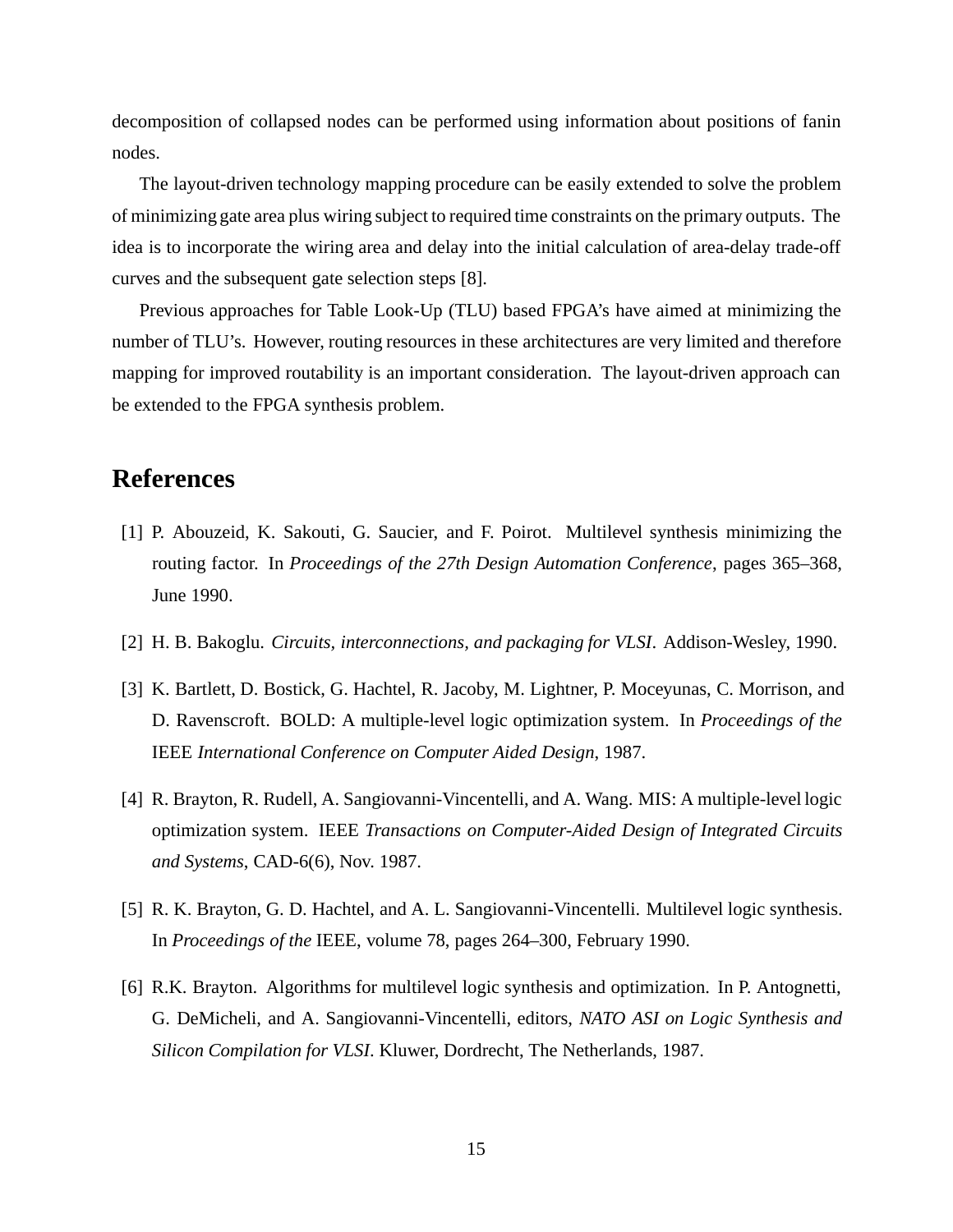decomposition of collapsed nodes can be performed using information about positions of fanin nodes.

The layout-driven technology mapping procedure can be easily extended to solve the problem of minimizing gate area plus wiring subject to required time constraints on the primary outputs. The idea is to incorporate the wiring area and delay into the initial calculation of area-delay trade-off curves and the subsequent gate selection steps [8].

Previous approaches for Table Look-Up (TLU) based FPGA's have aimed at minimizing the number of TLU's. However, routing resources in these architectures are very limited and therefore mapping for improved routability is an important consideration. The layout-driven approach can be extended to the FPGA synthesis problem.

# References

[1] P. Abouzeid, K. Sakouti, G. Saucier, and F. Poirot. Multilevel synthesis minimizing the routing factor. In *Proceedings of the 27th Design Automation Conference*, pages 365–368, June 1990.

[2] H. B. Bakoglu. *Circuits, interconnections, and packaging for VLSI*. Addison-Wesley, 1990.

[3] K. Bartlett, D. Bostick, G. Hachtel, R. Jacoby, M. Lightner, P. Moceyunas, C. Morrison, and D. Ravenscroft. BOLD: A multiple-level logic optimization system. In *Proceedings of the* IEEE *International Conference on Computer Aided Design*, 1987.

[4] R. Brayton, R. Rudell, A. Sangiovanni-Vincentelli, and A. Wang. MIS: A multiple-level logic optimization system. IEEE *Transactions on Computer-Aided Design of Integrated Circuits and Systems*, CAD-6(6), Nov. 1987.

[5] R. K. Brayton, G. D. Hachtel, and A. L. Sangiovanni-Vincentelli. Multilevel logic synthesis. In *Proceedings of the* IEEE, volume 78, pages 264–300, February 1990.

[6] R.K. Brayton. Algorithms for multilevel logic synthesis and optimization. In P. Antognetti, G. DeMicheli, and A. Sangiovanni-Vincentelli, editors, *NATO ASI on Logic Synthesis and Silicon Compilation for VLSI*. Kluwer, Dordrecht, The Netherlands, 1987.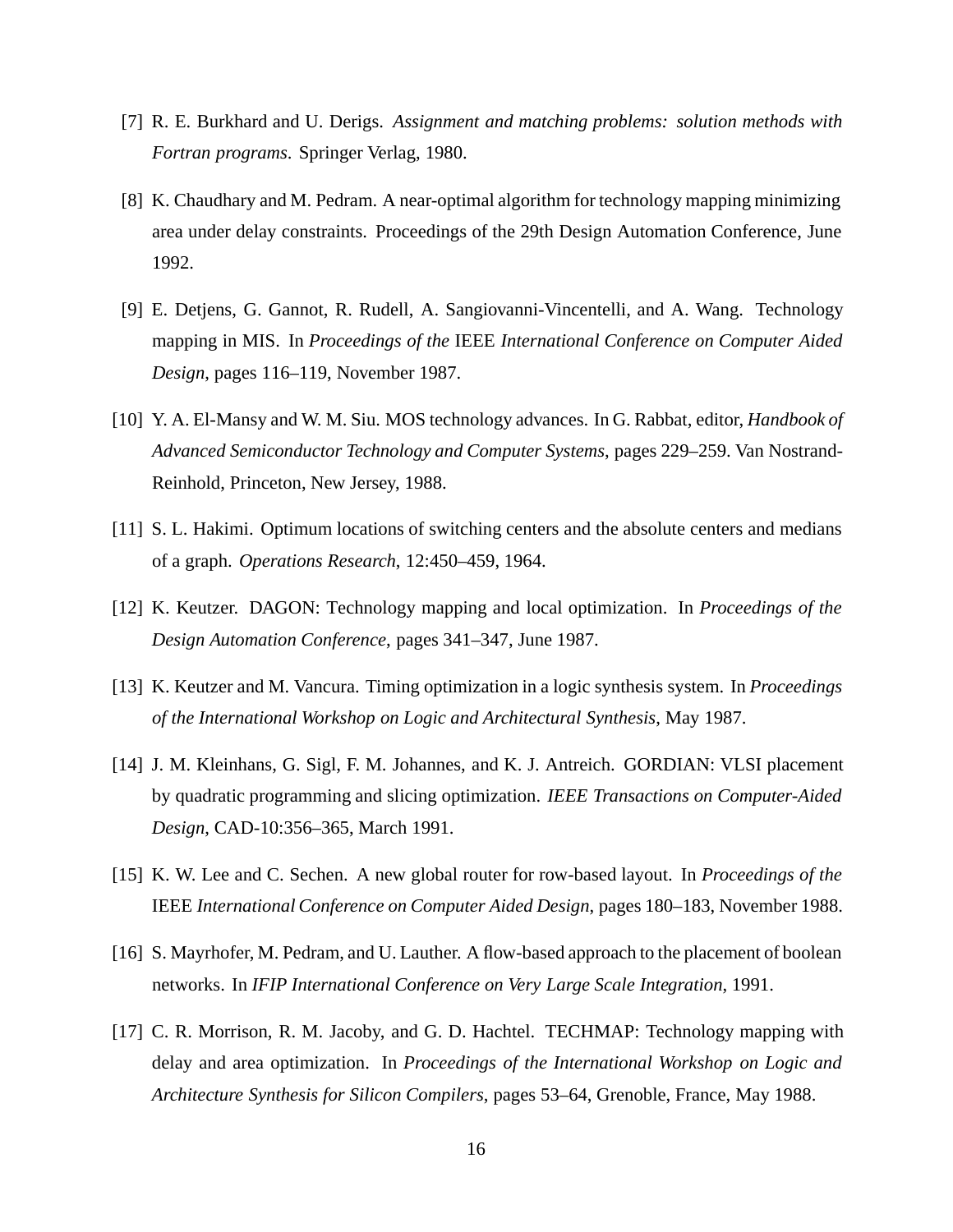[7] R. E. Burkhard and U. Derigs. *Assignment and matching problems: solution methods with Fortran programs*. Springer Verlag, 1980.

[8] K. Chaudhary and M. Pedram. A near-optimal algorithm for technology mapping minimizing area under delay constraints. Proceedings of the 29th Design Automation Conference, June 1992.

[9] E. Detjens, G. Gannot, R. Rudell, A. Sangiovanni-Vincentelli, and A. Wang. Technology mapping in MIS. In *Proceedings of the* IEEE *International Conference on Computer Aided Design*, pages 116–119, November 1987.

[10] Y. A. El-Mansy and W. M. Siu. MOS technology advances. In G. Rabbat, editor, *Handbook of Advanced Semiconductor Technology and Computer Systems*, pages 229–259. Van Nostrand-Reinhold, Princeton, New Jersey, 1988.

[11] S. L. Hakimi. Optimum locations of switching centers and the absolute centers and medians of a graph. *Operations Research*, 12:450–459, 1964.

[12] K. Keutzer. DAGON: Technology mapping and local optimization. In *Proceedings of the Design Automation Conference*, pages 341–347, June 1987.

[13] K. Keutzer and M. Vancura. Timing optimization in a logic synthesis system. In *Proceedings of the International Workshop on Logic and Architectural Synthesis*, May 1987.

[14] J. M. Kleinhans, G. Sigl, F. M. Johannes, and K. J. Antreich. GORDIAN: VLSI placement by quadratic programming and slicing optimization. *IEEE Transactions on Computer-Aided Design*, CAD-10:356–365, March 1991.

[15] K. W. Lee and C. Sechen. A new global router for row-based layout. In *Proceedings of the* IEEE *International Conference on Computer Aided Design*, pages 180–183, November 1988.

[16] S. Mayrhofer, M. Pedram, and U. Lauther. A flow-based approach to the placement of boolean networks. In *IFIP International Conference on Very Large Scale Integration*, 1991.

[17] C. R. Morrison, R. M. Jacoby, and G. D. Hachtel. TECHMAP: Technology mapping with delay and area optimization. In *Proceedings of the International Workshop on Logic and Architecture Synthesis for Silicon Compilers*, pages 53–64, Grenoble, France, May 1988.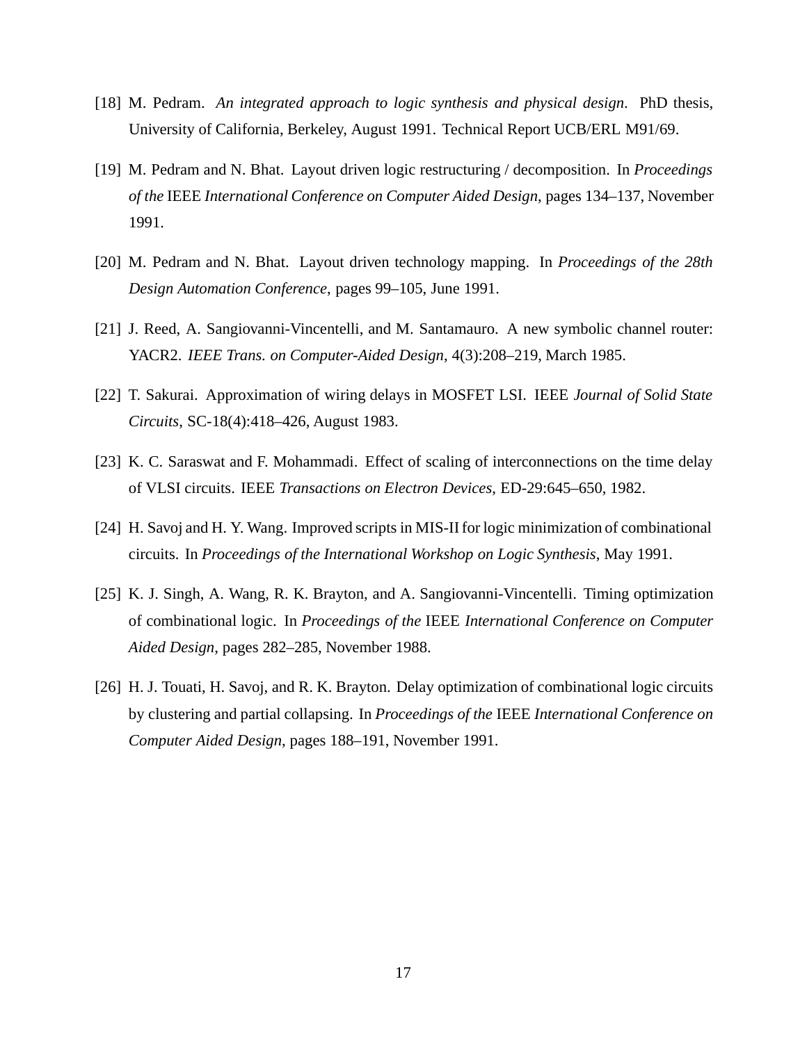[18] M. Pedram. *An integrated approach to logic synthesis and physical design*. PhD thesis, University of California, Berkeley, August 1991. Technical Report UCB/ERL M91/69.

[19] M. Pedram and N. Bhat. Layout driven logic restructuring / decomposition. In *Proceedings of the* IEEE *International Conference on Computer Aided Design*, pages 134–137, November 1991.

[20] M. Pedram and N. Bhat. Layout driven technology mapping. In *Proceedings of the 28th Design Automation Conference*, pages 99–105, June 1991.

[21] J. Reed, A. Sangiovanni-Vincentelli, and M. Santamauro. A new symbolic channel router: YACR2. *IEEE Trans. on Computer-Aided Design*, 4(3):208–219, March 1985.

[22] T. Sakurai. Approximation of wiring delays in MOSFET LSI. IEEE *Journal of Solid State Circuits*, SC-18(4):418–426, August 1983.

[23] K. C. Saraswat and F. Mohammadi. Effect of scaling of interconnections on the time delay of VLSI circuits. IEEE *Transactions on Electron Devices*, ED-29:645–650, 1982.

[24] H. Savoj and H. Y. Wang. Improved scripts in MIS-II for logic minimization of combinational circuits. In *Proceedings of the International Workshop on Logic Synthesis*, May 1991.

[25] K. J. Singh, A. Wang, R. K. Brayton, and A. Sangiovanni-Vincentelli. Timing optimization of combinational logic. In *Proceedings of the* IEEE *International Conference on Computer Aided Design*, pages 282–285, November 1988.

[26] H. J. Touati, H. Savoj, and R. K. Brayton. Delay optimization of combinational logic circuits by clustering and partial collapsing. In *Proceedings of the* IEEE *International Conference on Computer Aided Design*, pages 188–191, November 1991.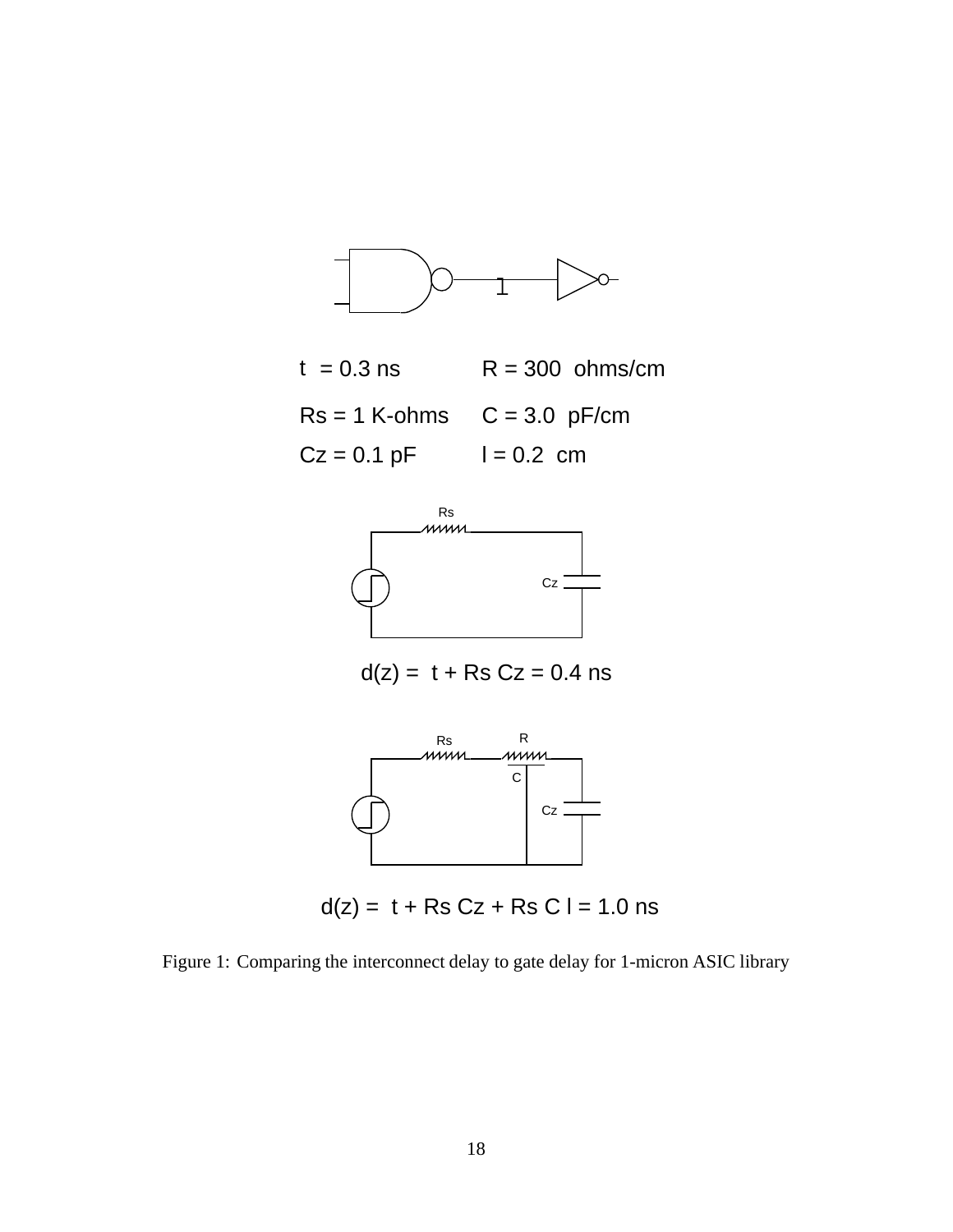$l$

$t = 0.3$ ns $\quad$ $R = 300$ ohms/cm

$Rs = 1$ K-ohms $\quad$ $C = 3.0$ pF/cm

$Cz = 0.1$ pF $\quad$ $l = 0.2$ cm

Rs

Cz

$$d(z) = t + Rs\,Cz = 0.4 \text{ ns}$$

Rs $\quad$ R

C

Cz

$$d(z) = t + Rs\,Cz + Rs\,C\,l = 1.0 \text{ ns}$$

Figure 1: Comparing the interconnect delay to gate delay for 1-micron ASIC library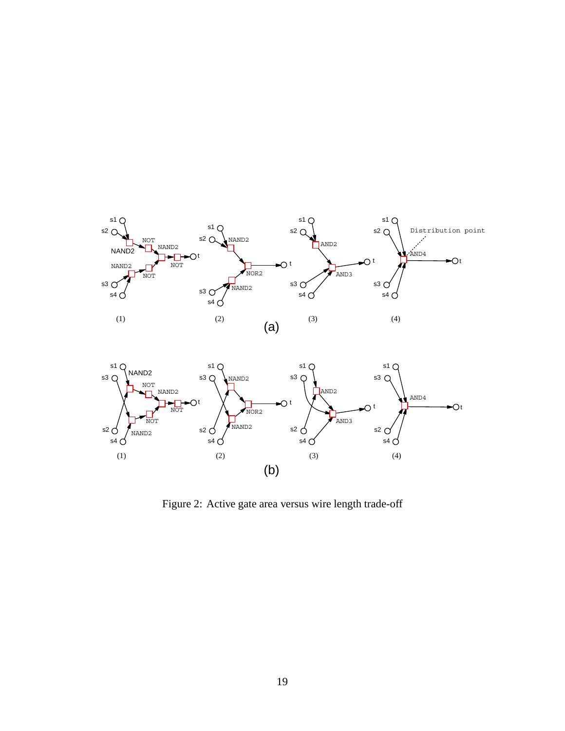Figure 2: Active gate area versus wire length trade-off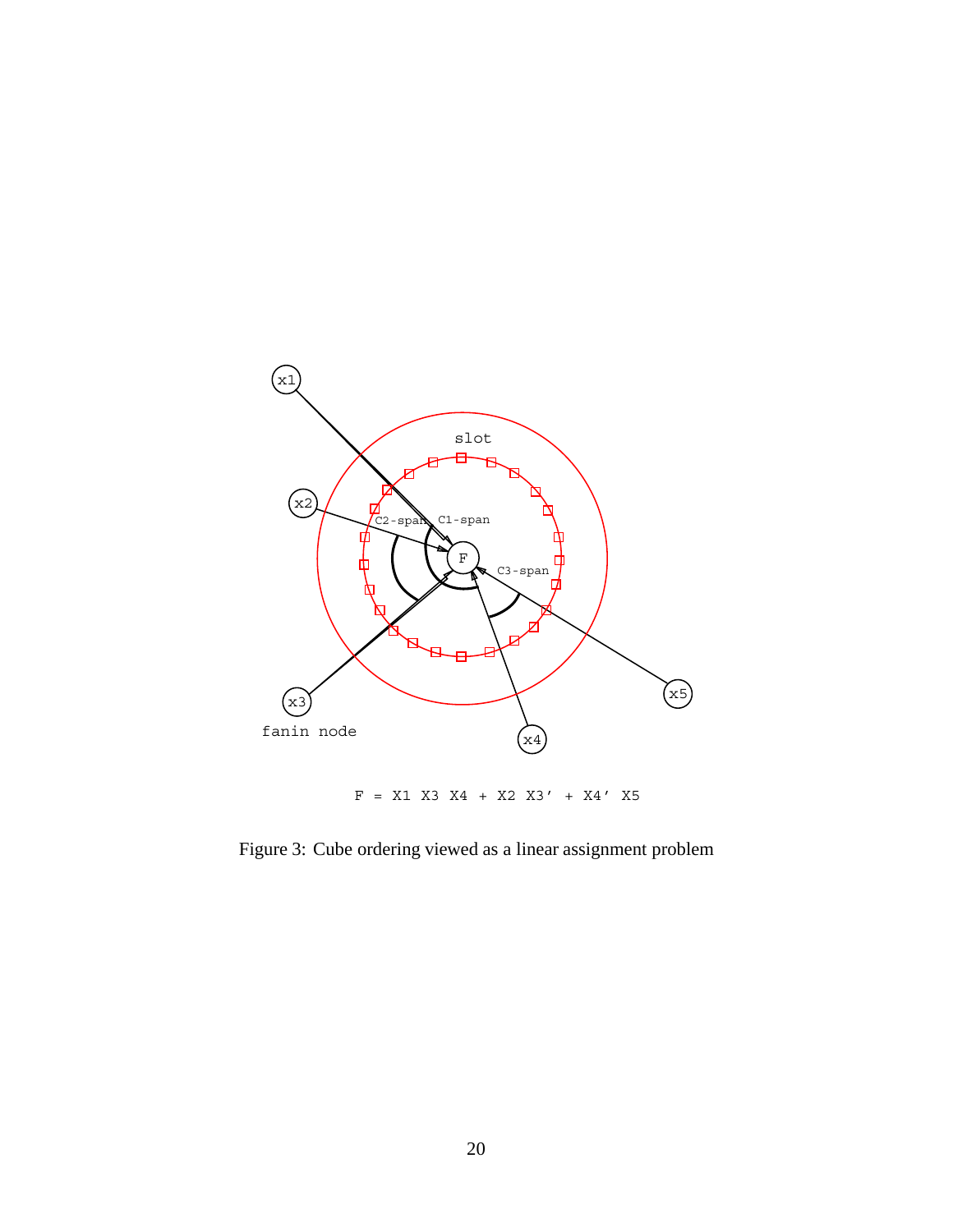F = X1 X3 X4 + X2 X3' + X4' X5

Figure 3: Cube ordering viewed as a linear assignment problem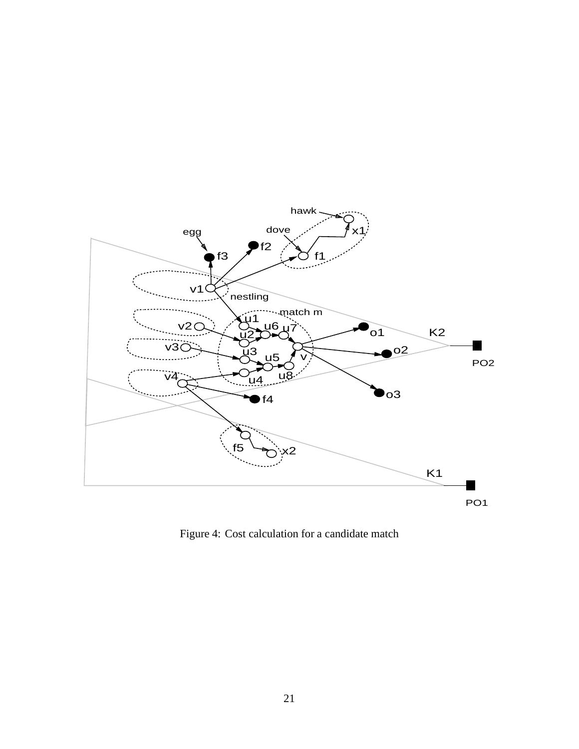Figure 4: Cost calculation for a candidate match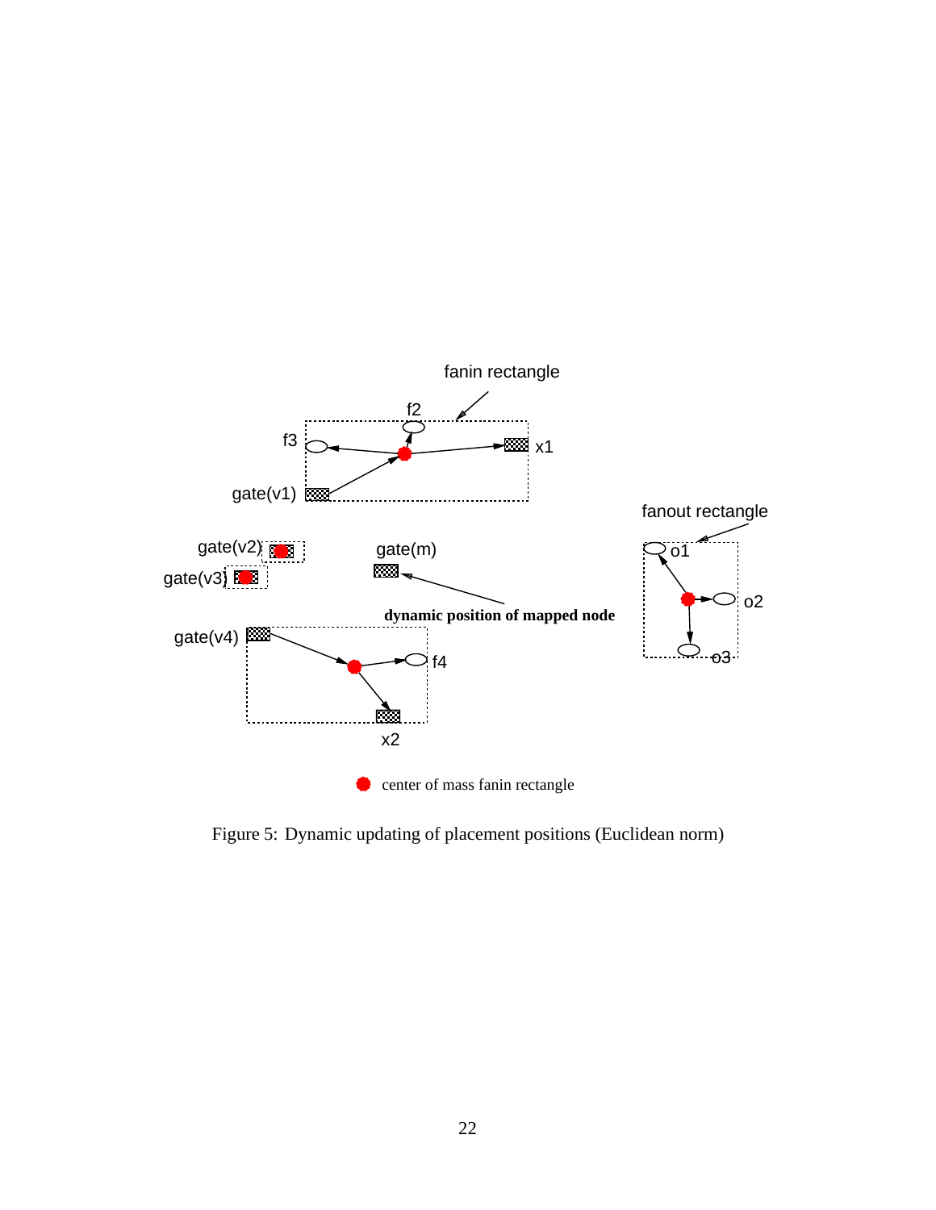fanin rectangle

f2

f3

x1

gate(v1)

fanout rectangle

gate(v2)

gate(m)

o1

gate(v3)

o2

dynamic position of mapped node

gate(v4)

f4

o3

x2

center of mass fanin rectangle

Figure 5: Dynamic updating of placement positions (Euclidean norm)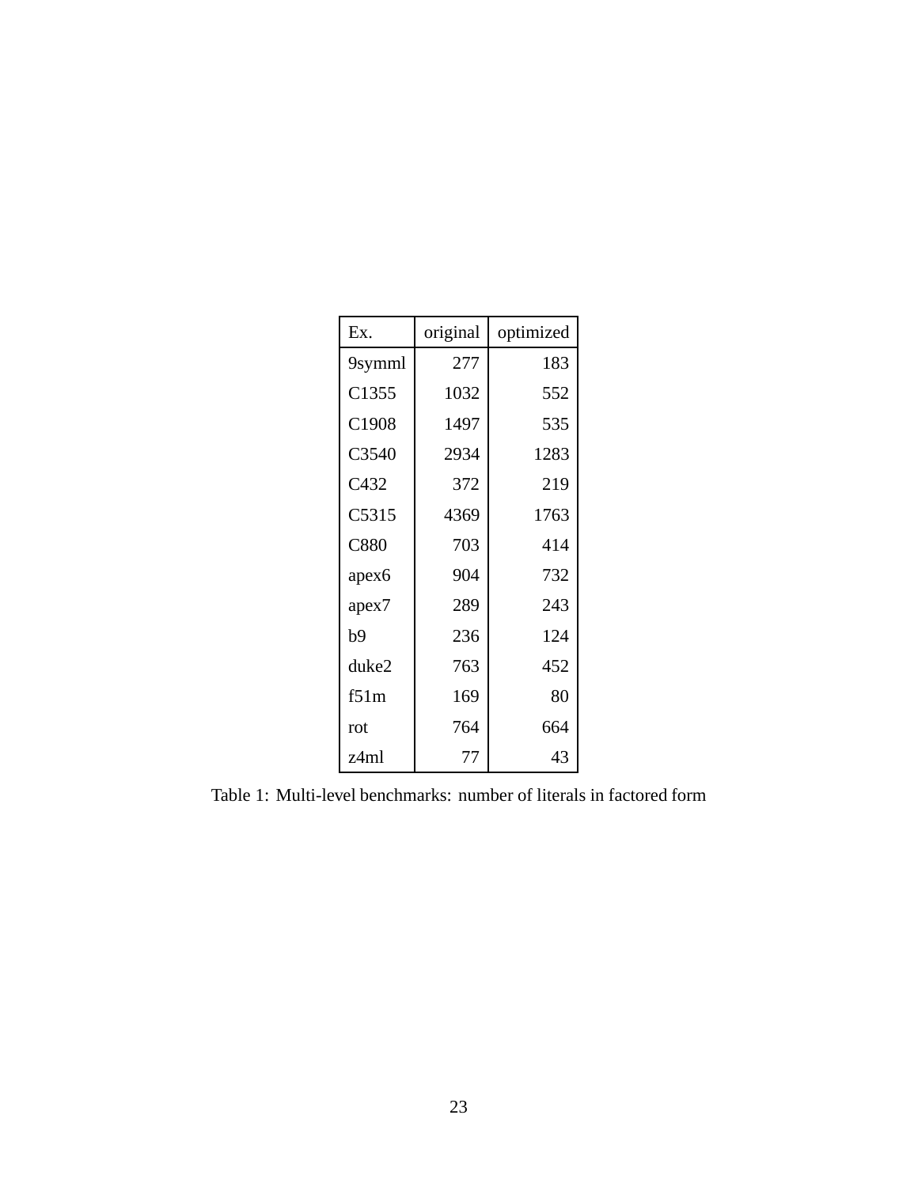| Ex. | original | optimized |
|---|---|---|
| 9symml | 277 | 183 |
| C1355 | 1032 | 552 |
| C1908 | 1497 | 535 |
| C3540 | 2934 | 1283 |
| C432 | 372 | 219 |
| C5315 | 4369 | 1763 |
| C880 | 703 | 414 |
| apex6 | 904 | 732 |
| apex7 | 289 | 243 |
| b9 | 236 | 124 |
| duke2 | 763 | 452 |
| f51m | 169 | 80 |
| rot | 764 | 664 |
| z4ml | 77 | 43 |

Table 1: Multi-level benchmarks: number of literals in factored form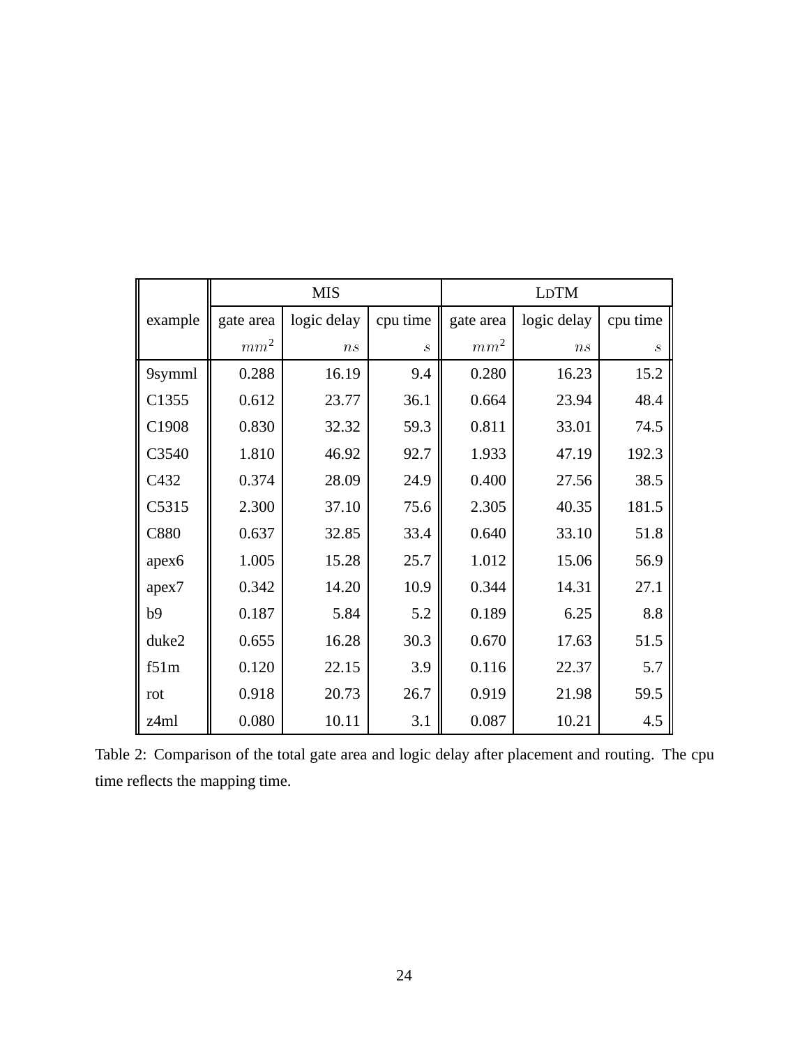| example | MIS | | | LDTM | | |
|---|---|---|---|---|---|---|
| | gate area | logic delay | cpu time | gate area | logic delay | cpu time |
| | $mm^2$ | $ns$ | $s$ | $mm^2$ | $ns$ | $s$ |
| 9symml | 0.288 | 16.19 | 9.4 | 0.280 | 16.23 | 15.2 |
| C1355 | 0.612 | 23.77 | 36.1 | 0.664 | 23.94 | 48.4 |
| C1908 | 0.830 | 32.32 | 59.3 | 0.811 | 33.01 | 74.5 |
| C3540 | 1.810 | 46.92 | 92.7 | 1.933 | 47.19 | 192.3 |
| C432 | 0.374 | 28.09 | 24.9 | 0.400 | 27.56 | 38.5 |
| C5315 | 2.300 | 37.10 | 75.6 | 2.305 | 40.35 | 181.5 |
| C880 | 0.637 | 32.85 | 33.4 | 0.640 | 33.10 | 51.8 |
| apex6 | 1.005 | 15.28 | 25.7 | 1.012 | 15.06 | 56.9 |
| apex7 | 0.342 | 14.20 | 10.9 | 0.344 | 14.31 | 27.1 |
| b9 | 0.187 | 5.84 | 5.2 | 0.189 | 6.25 | 8.8 |
| duke2 | 0.655 | 16.28 | 30.3 | 0.670 | 17.63 | 51.5 |
| f51m | 0.120 | 22.15 | 3.9 | 0.116 | 22.37 | 5.7 |
| rot | 0.918 | 20.73 | 26.7 | 0.919 | 21.98 | 59.5 |
| z4ml | 0.080 | 10.11 | 3.1 | 0.087 | 10.21 | 4.5 |

Table 2: Comparison of the total gate area and logic delay after placement and routing. The cpu time reflects the mapping time.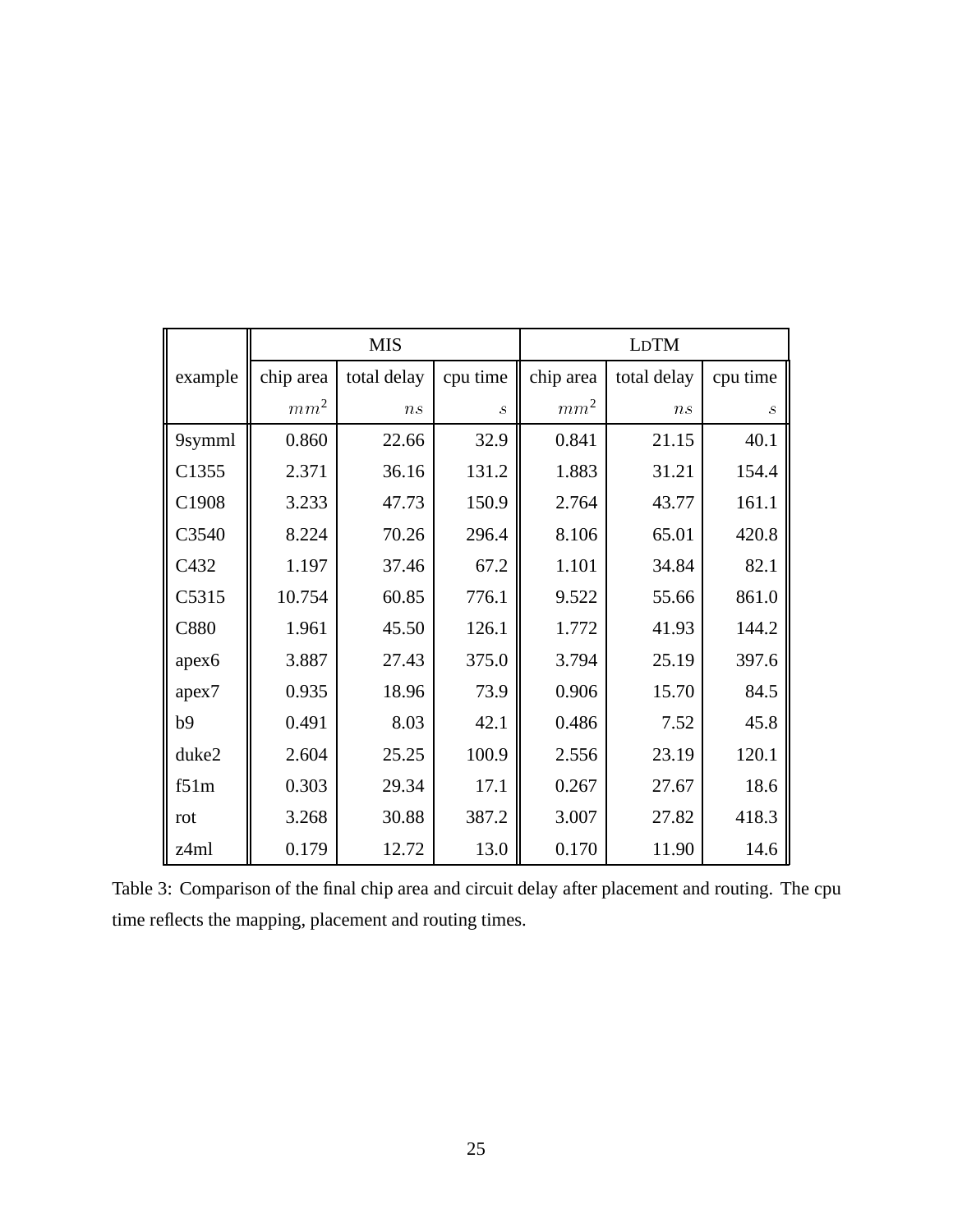| example | MIS | | | LDTM | | |
|---|---|---|---|---|---|---|
| | chip area | total delay | cpu time | chip area | total delay | cpu time |
| | $mm^2$ | $ns$ | $s$ | $mm^2$ | $ns$ | $s$ |
| 9symml | 0.860 | 22.66 | 32.9 | 0.841 | 21.15 | 40.1 |
| C1355 | 2.371 | 36.16 | 131.2 | 1.883 | 31.21 | 154.4 |
| C1908 | 3.233 | 47.73 | 150.9 | 2.764 | 43.77 | 161.1 |
| C3540 | 8.224 | 70.26 | 296.4 | 8.106 | 65.01 | 420.8 |
| C432 | 1.197 | 37.46 | 67.2 | 1.101 | 34.84 | 82.1 |
| C5315 | 10.754 | 60.85 | 776.1 | 9.522 | 55.66 | 861.0 |
| C880 | 1.961 | 45.50 | 126.1 | 1.772 | 41.93 | 144.2 |
| apex6 | 3.887 | 27.43 | 375.0 | 3.794 | 25.19 | 397.6 |
| apex7 | 0.935 | 18.96 | 73.9 | 0.906 | 15.70 | 84.5 |
| b9 | 0.491 | 8.03 | 42.1 | 0.486 | 7.52 | 45.8 |
| duke2 | 2.604 | 25.25 | 100.9 | 2.556 | 23.19 | 120.1 |
| f51m | 0.303 | 29.34 | 17.1 | 0.267 | 27.67 | 18.6 |
| rot | 3.268 | 30.88 | 387.2 | 3.007 | 27.82 | 418.3 |
| z4ml | 0.179 | 12.72 | 13.0 | 0.170 | 11.90 | 14.6 |

Table 3: Comparison of the final chip area and circuit delay after placement and routing. The cpu time reflects the mapping, placement and routing times.